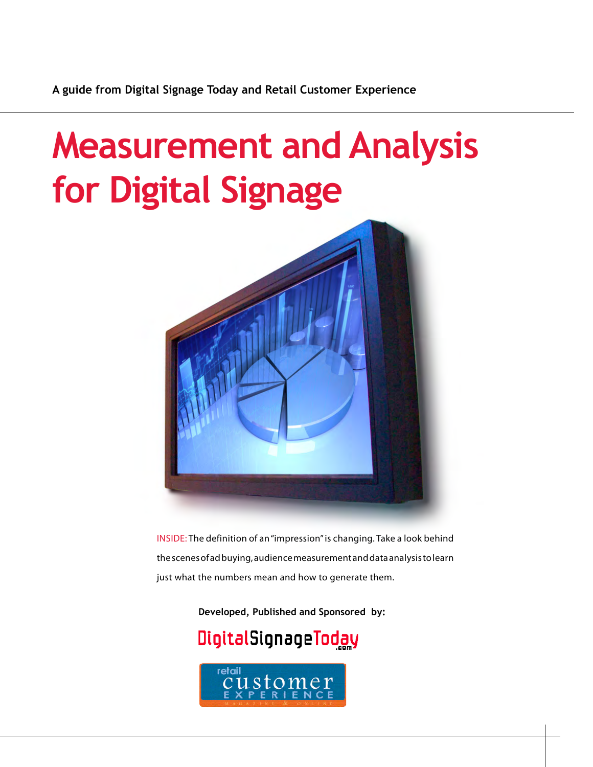**A guide from Digital Signage Today and Retail Customer Experience**

# Measurement and Analysis for Digital Signage

INSIDE: The definition of an "impression" is changing. Take a look behind the scenes of ad buying, audience measurement and data analysis to learn just what the numbers mean and how to generate them.

**Developed, Published and Sponsored by:**

DigitalSignageToday.com

retail customer EXPERIENCE MAGAZINE & ONLINE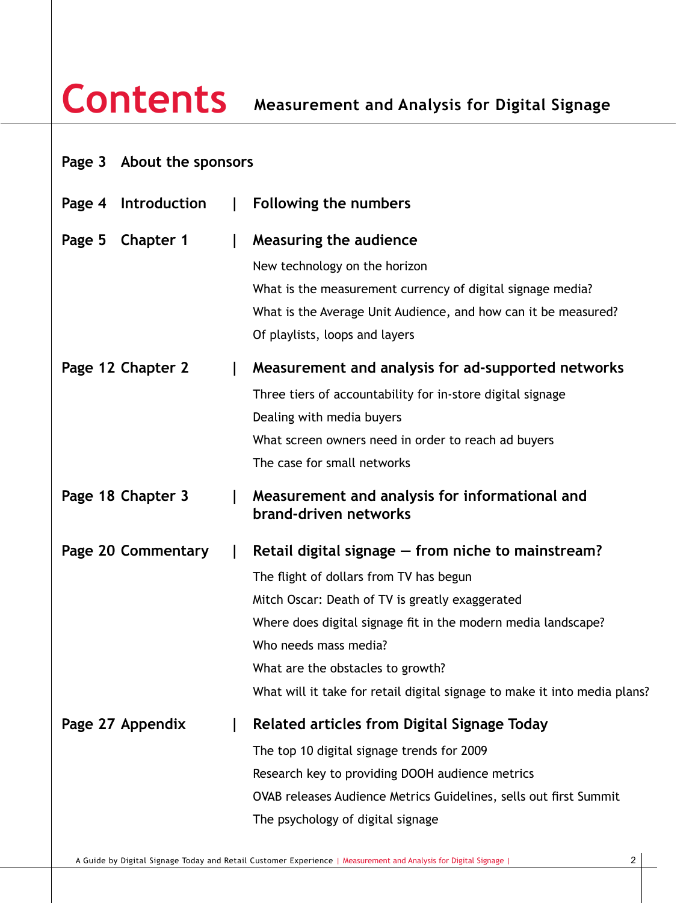# Contents

## Measurement and Analysis for Digital Signage

**Page 3 About the sponsors**

**Page 4 Introduction | Following the numbers**

**Page 5 Chapter 1 | Measuring the audience**

- New technology on the horizon
- What is the measurement currency of digital signage media?
- What is the Average Unit Audience, and how can it be measured?
- Of playlists, loops and layers

**Page 12 Chapter 2 | Measurement and analysis for ad-supported networks**

- Three tiers of accountability for in-store digital signage
- Dealing with media buyers
- What screen owners need in order to reach ad buyers
- The case for small networks

**Page 18 Chapter 3 | Measurement and analysis for informational and brand-driven networks**

**Page 20 Commentary | Retail digital signage — from niche to mainstream?**

- The flight of dollars from TV has begun
- Mitch Oscar: Death of TV is greatly exaggerated
- Where does digital signage fit in the modern media landscape?
- Who needs mass media?
- What are the obstacles to growth?
- What will it take for retail digital signage to make it into media plans?

**Page 27 Appendix | Related articles from Digital Signage Today**

- The top 10 digital signage trends for 2009
- Research key to providing DOOH audience metrics
- OVAB releases Audience Metrics Guidelines, sells out first Summit
- The psychology of digital signage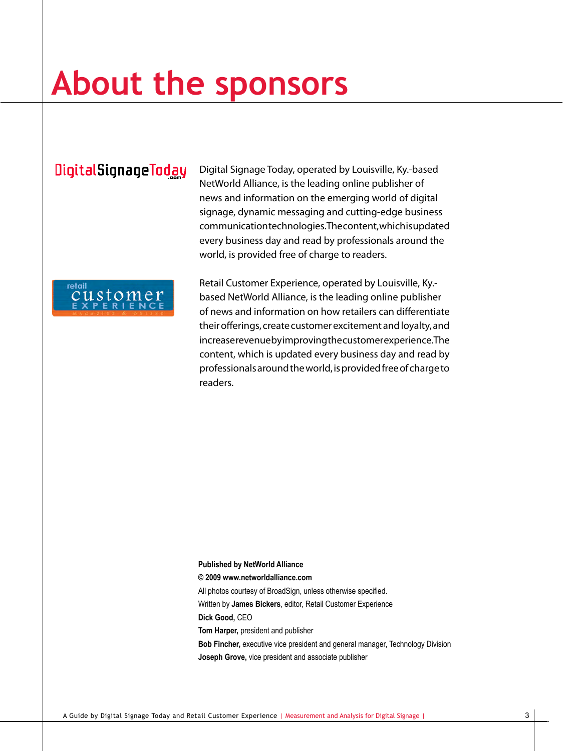# About the sponsors

Digital Signage Today, operated by Louisville, Ky.-based NetWorld Alliance, is the leading online publisher of news and information on the emerging world of digital signage, dynamic messaging and cutting-edge business communication technologies. The content, which is updated every business day and read by professionals around the world, is provided free of charge to readers.

Retail Customer Experience, operated by Louisville, Ky.-based NetWorld Alliance, is the leading online publisher of news and information on how retailers can differentiate their offerings, create customer excitement and loyalty, and increase revenue by improving the customer experience. The content, which is updated every business day and read by professionals around the world, is provided free of charge to readers.

**Published by NetWorld Alliance**

**© 2009 www.networldalliance.com**

All photos courtesy of BroadSign, unless otherwise specified.

Written by **James Bickers**, editor, Retail Customer Experience

**Dick Good,** CEO

**Tom Harper,** president and publisher

**Bob Fincher,** executive vice president and general manager, Technology Division

**Joseph Grove,** vice president and associate publisher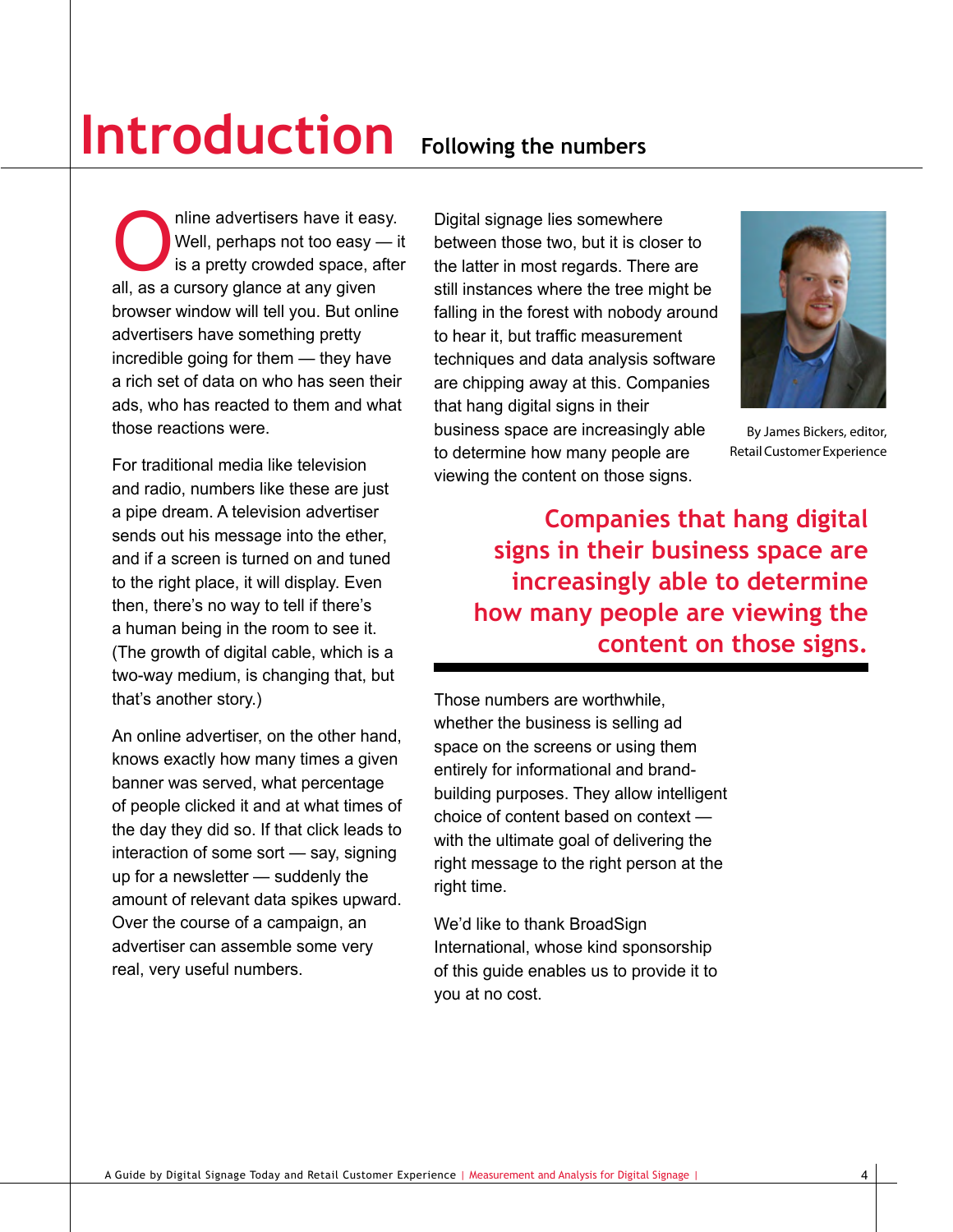# Introduction

## Following the numbers

Online advertisers have it easy. Well, perhaps not too easy — it is a pretty crowded space, after all, as a cursory glance at any given browser window will tell you. But online advertisers have something pretty incredible going for them — they have a rich set of data on who has seen their ads, who has reacted to them and what those reactions were.

For traditional media like television and radio, numbers like these are just a pipe dream. A television advertiser sends out his message into the ether, and if a screen is turned on and tuned to the right place, it will display. Even then, there's no way to tell if there's a human being in the room to see it. (The growth of digital cable, which is a two-way medium, is changing that, but that's another story.)

An online advertiser, on the other hand, knows exactly how many times a given banner was served, what percentage of people clicked it and at what times of the day they did so. If that click leads to interaction of some sort — say, signing up for a newsletter — suddenly the amount of relevant data spikes upward. Over the course of a campaign, an advertiser can assemble some very real, very useful numbers.

Digital signage lies somewhere between those two, but it is closer to the latter in most regards. There are still instances where the tree might be falling in the forest with nobody around to hear it, but traffic measurement techniques and data analysis software are chipping away at this. Companies that hang digital signs in their business space are increasingly able to determine how many people are viewing the content on those signs.

By James Bickers, editor, Retail Customer Experience

**Companies that hang digital signs in their business space are increasingly able to determine how many people are viewing the content on those signs.**

Those numbers are worthwhile, whether the business is selling ad space on the screens or using them entirely for informational and brand-building purposes. They allow intelligent choice of content based on context — with the ultimate goal of delivering the right message to the right person at the right time.

We'd like to thank BroadSign International, whose kind sponsorship of this guide enables us to provide it to you at no cost.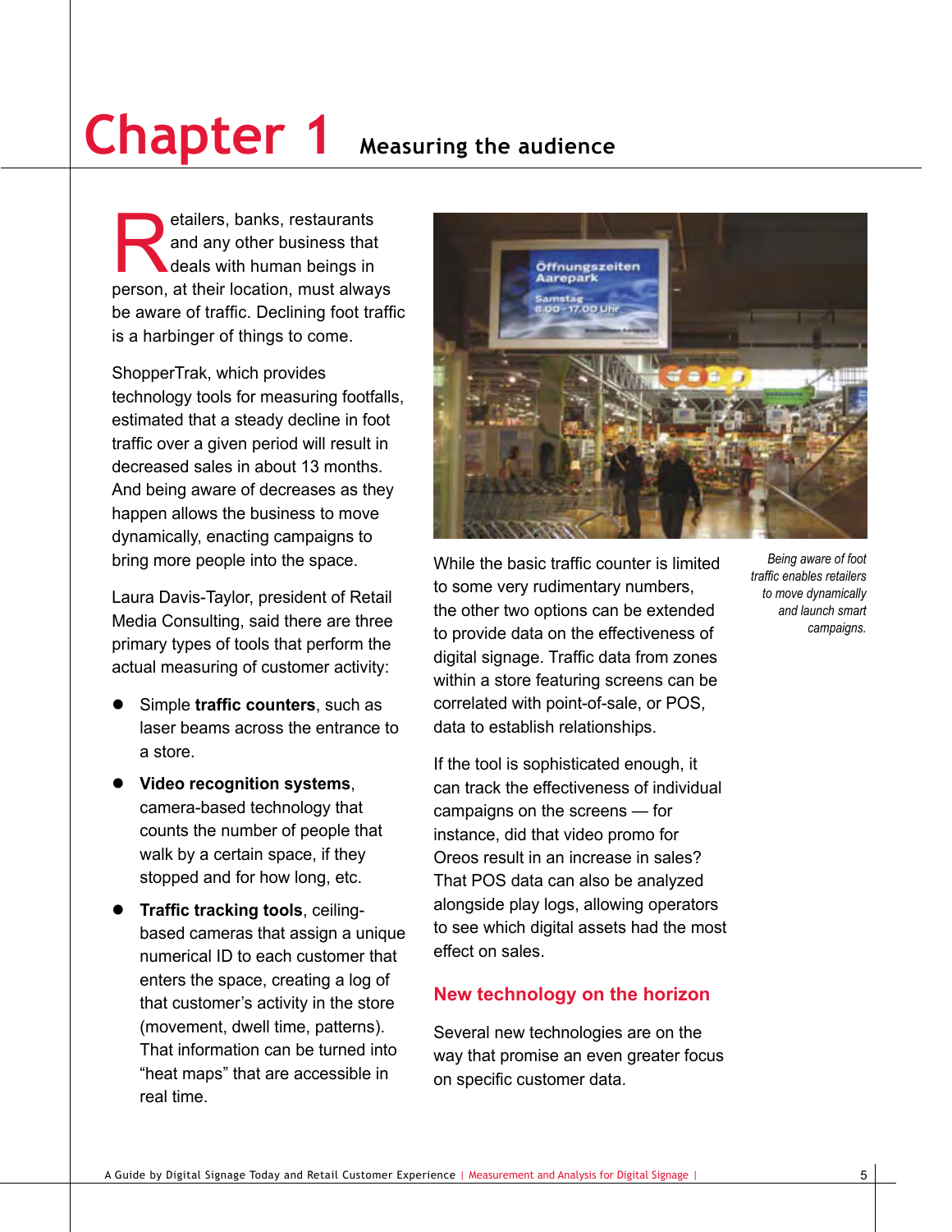# Chapter 1 Measuring the audience

Retailers, banks, restaurants and any other business that deals with human beings in person, at their location, must always be aware of traffic. Declining foot traffic is a harbinger of things to come.

ShopperTrak, which provides technology tools for measuring footfalls, estimated that a steady decline in foot traffic over a given period will result in decreased sales in about 13 months. And being aware of decreases as they happen allows the business to move dynamically, enacting campaigns to bring more people into the space.

Laura Davis-Taylor, president of Retail Media Consulting, said there are three primary types of tools that perform the actual measuring of customer activity:

- Simple **traffic counters**, such as laser beams across the entrance to a store.
- **Video recognition systems**, camera-based technology that counts the number of people that walk by a certain space, if they stopped and for how long, etc.
- **Traffic tracking tools**, ceiling-based cameras that assign a unique numerical ID to each customer that enters the space, creating a log of that customer's activity in the store (movement, dwell time, patterns). That information can be turned into "heat maps" that are accessible in real time.

*Being aware of foot traffic enables retailers to move dynamically and launch smart campaigns.*

While the basic traffic counter is limited to some very rudimentary numbers, the other two options can be extended to provide data on the effectiveness of digital signage. Traffic data from zones within a store featuring screens can be correlated with point-of-sale, or POS, data to establish relationships.

If the tool is sophisticated enough, it can track the effectiveness of individual campaigns on the screens — for instance, did that video promo for Oreos result in an increase in sales? That POS data can also be analyzed alongside play logs, allowing operators to see which digital assets had the most effect on sales.

## New technology on the horizon

Several new technologies are on the way that promise an even greater focus on specific customer data.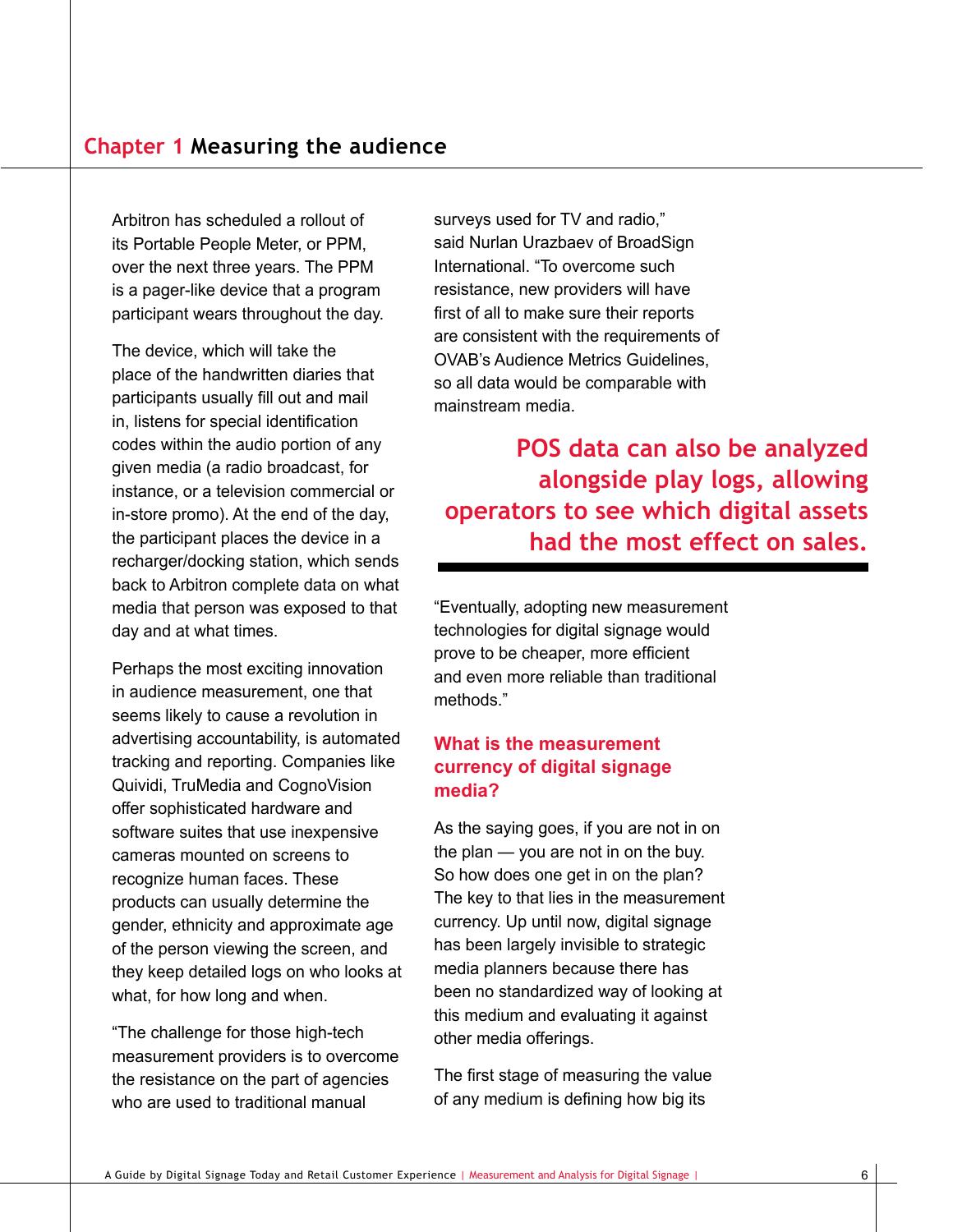## Chapter 1 Measuring the audience

Arbitron has scheduled a rollout of its Portable People Meter, or PPM, over the next three years. The PPM is a pager-like device that a program participant wears throughout the day.

The device, which will take the place of the handwritten diaries that participants usually fill out and mail in, listens for special identification codes within the audio portion of any given media (a radio broadcast, for instance, or a television commercial or in-store promo). At the end of the day, the participant places the device in a recharger/docking station, which sends back to Arbitron complete data on what media that person was exposed to that day and at what times.

Perhaps the most exciting innovation in audience measurement, one that seems likely to cause a revolution in advertising accountability, is automated tracking and reporting. Companies like Quividi, TruMedia and CognoVision offer sophisticated hardware and software suites that use inexpensive cameras mounted on screens to recognize human faces. These products can usually determine the gender, ethnicity and approximate age of the person viewing the screen, and they keep detailed logs on who looks at what, for how long and when.

“The challenge for those high-tech measurement providers is to overcome the resistance on the part of agencies who are used to traditional manual surveys used for TV and radio,” said Nurlan Urazbaev of BroadSign International. “To overcome such resistance, new providers will have first of all to make sure their reports are consistent with the requirements of OVAB’s Audience Metrics Guidelines, so all data would be comparable with mainstream media.

**POS data can also be analyzed alongside play logs, allowing operators to see which digital assets had the most effect on sales.**

“Eventually, adopting new measurement technologies for digital signage would prove to be cheaper, more efficient and even more reliable than traditional methods.”

### What is the measurement currency of digital signage media?

As the saying goes, if you are not in on the plan — you are not in on the buy. So how does one get in on the plan? The key to that lies in the measurement currency. Up until now, digital signage has been largely invisible to strategic media planners because there has been no standardized way of looking at this medium and evaluating it against other media offerings.

The first stage of measuring the value of any medium is defining how big its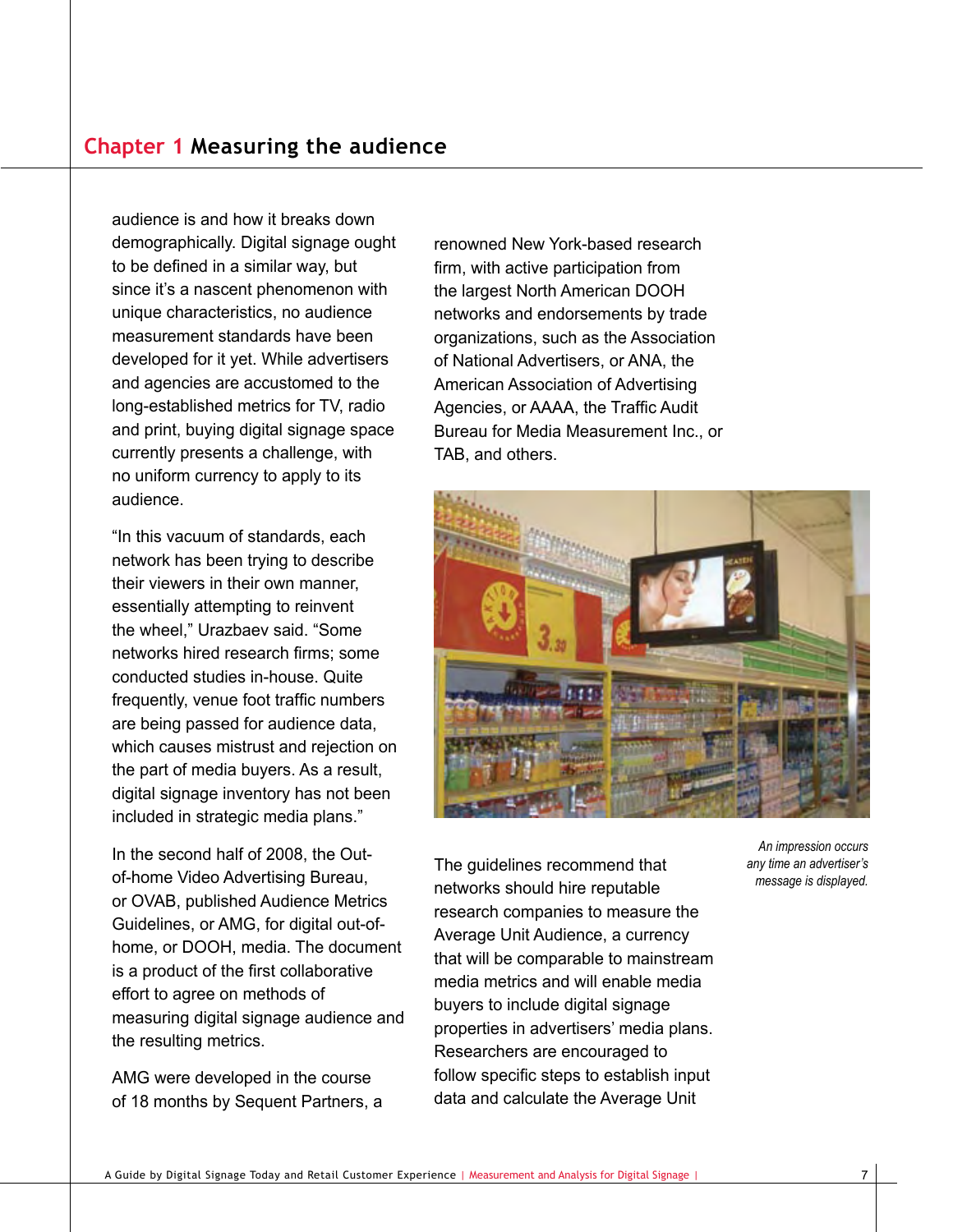## Chapter 1 Measuring the audience

audience is and how it breaks down demographically. Digital signage ought to be defined in a similar way, but since it's a nascent phenomenon with unique characteristics, no audience measurement standards have been developed for it yet. While advertisers and agencies are accustomed to the long-established metrics for TV, radio and print, buying digital signage space currently presents a challenge, with no uniform currency to apply to its audience.

"In this vacuum of standards, each network has been trying to describe their viewers in their own manner, essentially attempting to reinvent the wheel," Urazbaev said. "Some networks hired research firms; some conducted studies in-house. Quite frequently, venue foot traffic numbers are being passed for audience data, which causes mistrust and rejection on the part of media buyers. As a result, digital signage inventory has not been included in strategic media plans."

In the second half of 2008, the Out-of-home Video Advertising Bureau, or OVAB, published Audience Metrics Guidelines, or AMG, for digital out-of-home, or DOOH, media. The document is a product of the first collaborative effort to agree on methods of measuring digital signage audience and the resulting metrics.

AMG were developed in the course of 18 months by Sequent Partners, a renowned New York-based research firm, with active participation from the largest North American DOOH networks and endorsements by trade organizations, such as the Association of National Advertisers, or ANA, the American Association of Advertising Agencies, or AAAA, the Traffic Audit Bureau for Media Measurement Inc., or TAB, and others.

*An impression occurs any time an advertiser's message is displayed.*

The guidelines recommend that networks should hire reputable research companies to measure the Average Unit Audience, a currency that will be comparable to mainstream media metrics and will enable media buyers to include digital signage properties in advertisers' media plans. Researchers are encouraged to follow specific steps to establish input data and calculate the Average Unit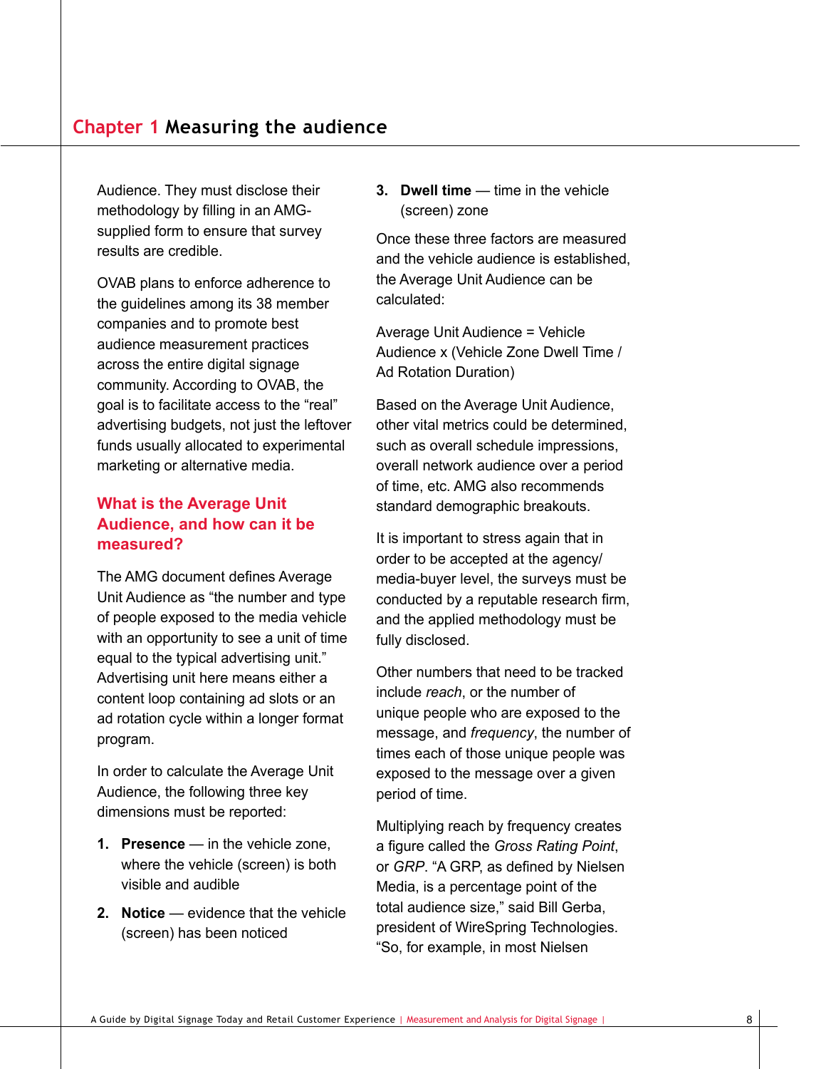Audience. They must disclose their methodology by filling in an AMG-supplied form to ensure that survey results are credible.

OVAB plans to enforce adherence to the guidelines among its 38 member companies and to promote best audience measurement practices across the entire digital signage community. According to OVAB, the goal is to facilitate access to the "real" advertising budgets, not just the leftover funds usually allocated to experimental marketing or alternative media.

## What is the Average Unit Audience, and how can it be measured?

The AMG document defines Average Unit Audience as "the number and type of people exposed to the media vehicle with an opportunity to see a unit of time equal to the typical advertising unit." Advertising unit here means either a content loop containing ad slots or an ad rotation cycle within a longer format program.

In order to calculate the Average Unit Audience, the following three key dimensions must be reported:

1. **Presence** — in the vehicle zone, where the vehicle (screen) is both visible and audible
2. **Notice** — evidence that the vehicle (screen) has been noticed
3. **Dwell time** — time in the vehicle (screen) zone

Once these three factors are measured and the vehicle audience is established, the Average Unit Audience can be calculated:

Average Unit Audience = Vehicle Audience x (Vehicle Zone Dwell Time / Ad Rotation Duration)

Based on the Average Unit Audience, other vital metrics could be determined, such as overall schedule impressions, overall network audience over a period of time, etc. AMG also recommends standard demographic breakouts.

It is important to stress again that in order to be accepted at the agency/media-buyer level, the surveys must be conducted by a reputable research firm, and the applied methodology must be fully disclosed.

Other numbers that need to be tracked include *reach*, or the number of unique people who are exposed to the message, and *frequency*, the number of times each of those unique people was exposed to the message over a given period of time.

Multiplying reach by frequency creates a figure called the *Gross Rating Point*, or *GRP*. "A GRP, as defined by Nielsen Media, is a percentage point of the total audience size," said Bill Gerba, president of WireSpring Technologies. "So, for example, in most Nielsen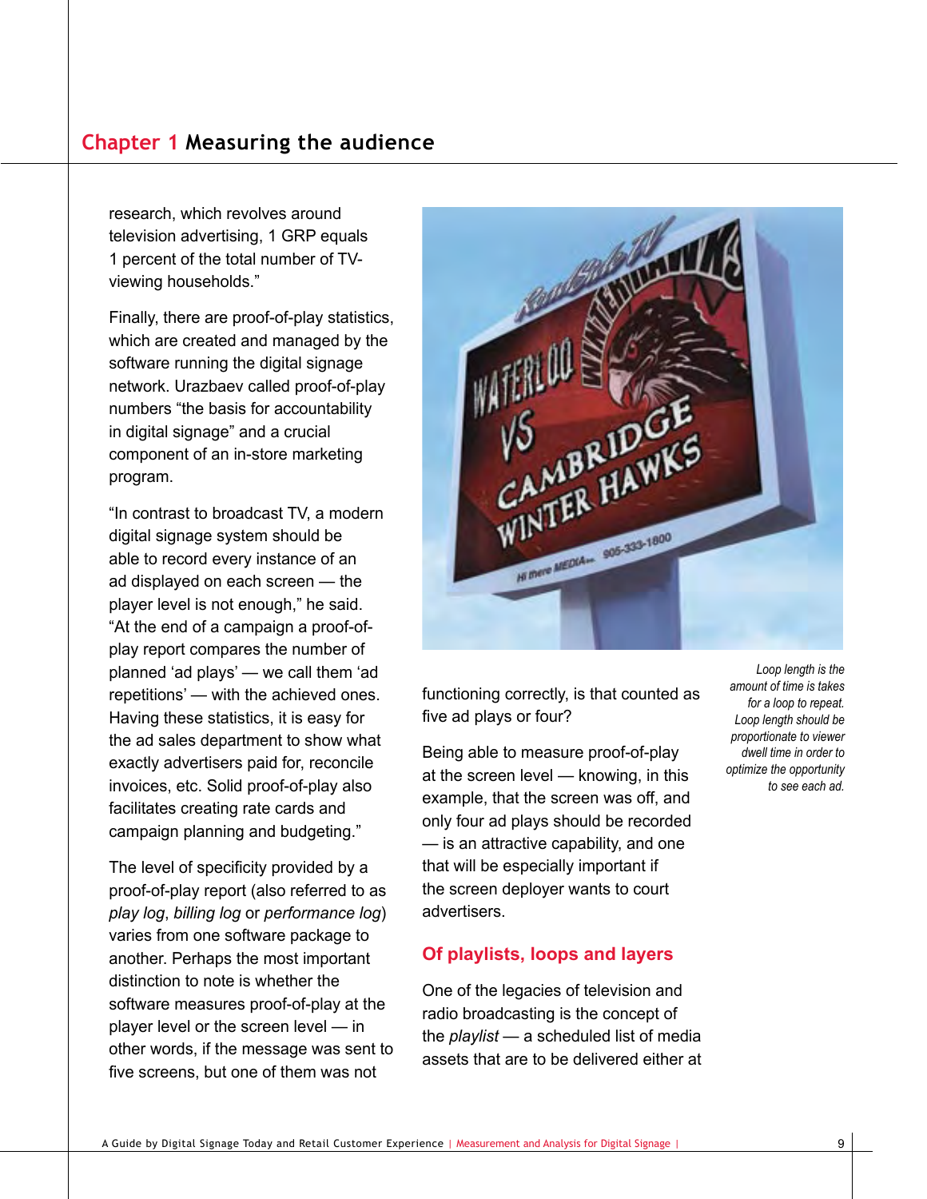research, which revolves around television advertising, 1 GRP equals 1 percent of the total number of TV-viewing households."

Finally, there are proof-of-play statistics, which are created and managed by the software running the digital signage network. Urazbaev called proof-of-play numbers "the basis for accountability in digital signage" and a crucial component of an in-store marketing program.

"In contrast to broadcast TV, a modern digital signage system should be able to record every instance of an ad displayed on each screen — the player level is not enough," he said. "At the end of a campaign a proof-of-play report compares the number of planned 'ad plays' — we call them 'ad repetitions' — with the achieved ones. Having these statistics, it is easy for the ad sales department to show what exactly advertisers paid for, reconcile invoices, etc. Solid proof-of-play also facilitates creating rate cards and campaign planning and budgeting."

The level of specificity provided by a proof-of-play report (also referred to as *play log*, *billing log* or *performance log*) varies from one software package to another. Perhaps the most important distinction to note is whether the software measures proof-of-play at the player level or the screen level — in other words, if the message was sent to five screens, but one of them was not functioning correctly, is that counted as five ad plays or four?

Being able to measure proof-of-play at the screen level — knowing, in this example, that the screen was off, and only four ad plays should be recorded — is an attractive capability, and one that will be especially important if the screen deployer wants to court advertisers.

*Loop length is the amount of time is takes for a loop to repeat. Loop length should be proportionate to viewer dwell time in order to optimize the opportunity to see each ad.*

## Of playlists, loops and layers

One of the legacies of television and radio broadcasting is the concept of the *playlist* — a scheduled list of media assets that are to be delivered either at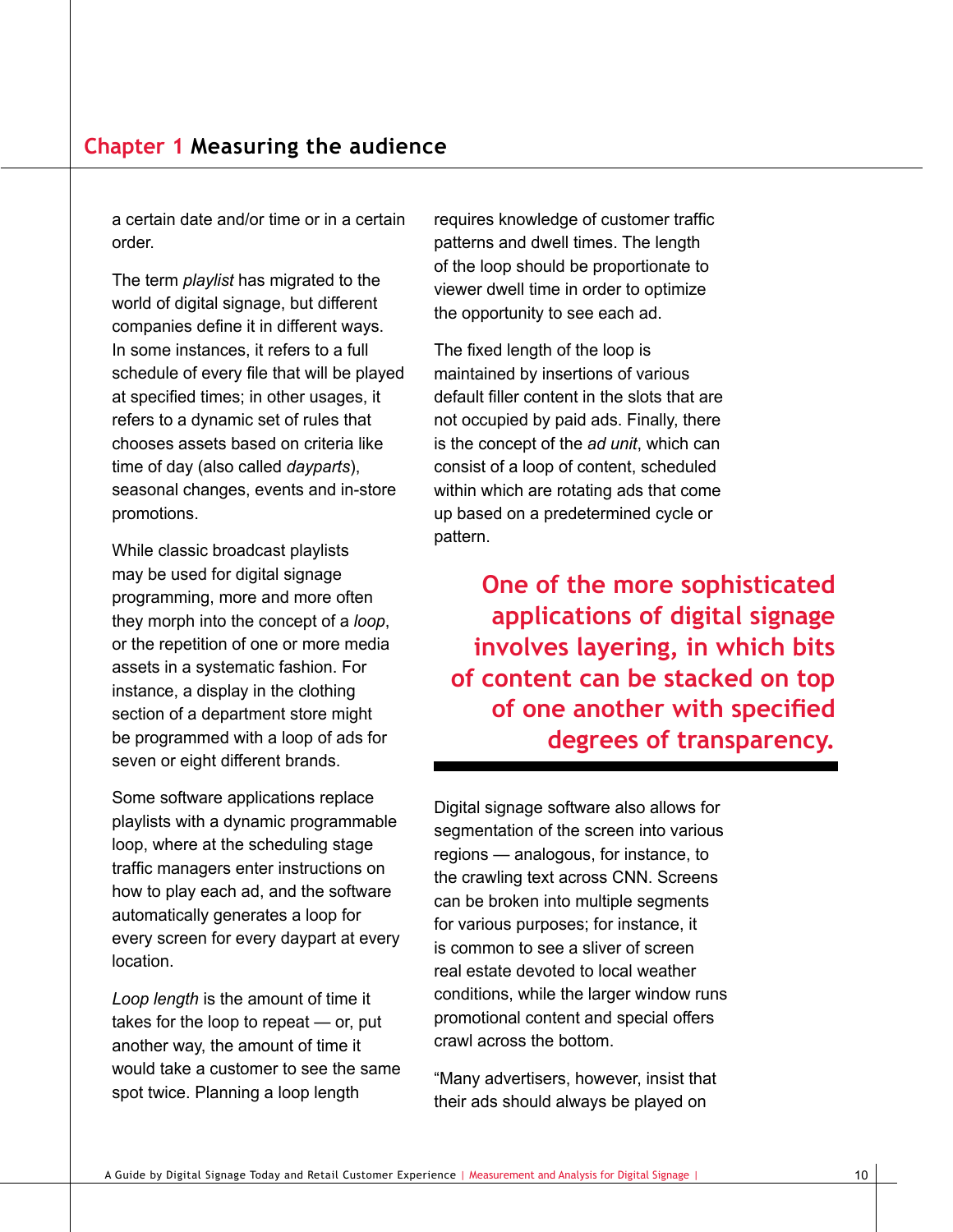a certain date and/or time or in a certain order.

The term *playlist* has migrated to the world of digital signage, but different companies define it in different ways. In some instances, it refers to a full schedule of every file that will be played at specified times; in other usages, it refers to a dynamic set of rules that chooses assets based on criteria like time of day (also called *dayparts*), seasonal changes, events and in-store promotions.

While classic broadcast playlists may be used for digital signage programming, more and more often they morph into the concept of a *loop*, or the repetition of one or more media assets in a systematic fashion. For instance, a display in the clothing section of a department store might be programmed with a loop of ads for seven or eight different brands.

Some software applications replace playlists with a dynamic programmable loop, where at the scheduling stage traffic managers enter instructions on how to play each ad, and the software automatically generates a loop for every screen for every daypart at every location.

*Loop length* is the amount of time it takes for the loop to repeat — or, put another way, the amount of time it would take a customer to see the same spot twice. Planning a loop length requires knowledge of customer traffic patterns and dwell times. The length of the loop should be proportionate to viewer dwell time in order to optimize the opportunity to see each ad.

The fixed length of the loop is maintained by insertions of various default filler content in the slots that are not occupied by paid ads. Finally, there is the concept of the *ad unit*, which can consist of a loop of content, scheduled within which are rotating ads that come up based on a predetermined cycle or pattern.

> **One of the more sophisticated applications of digital signage involves layering, in which bits of content can be stacked on top of one another with specified degrees of transparency.**

Digital signage software also allows for segmentation of the screen into various regions — analogous, for instance, to the crawling text across CNN. Screens can be broken into multiple segments for various purposes; for instance, it is common to see a sliver of screen real estate devoted to local weather conditions, while the larger window runs promotional content and special offers crawl across the bottom.

"Many advertisers, however, insist that their ads should always be played on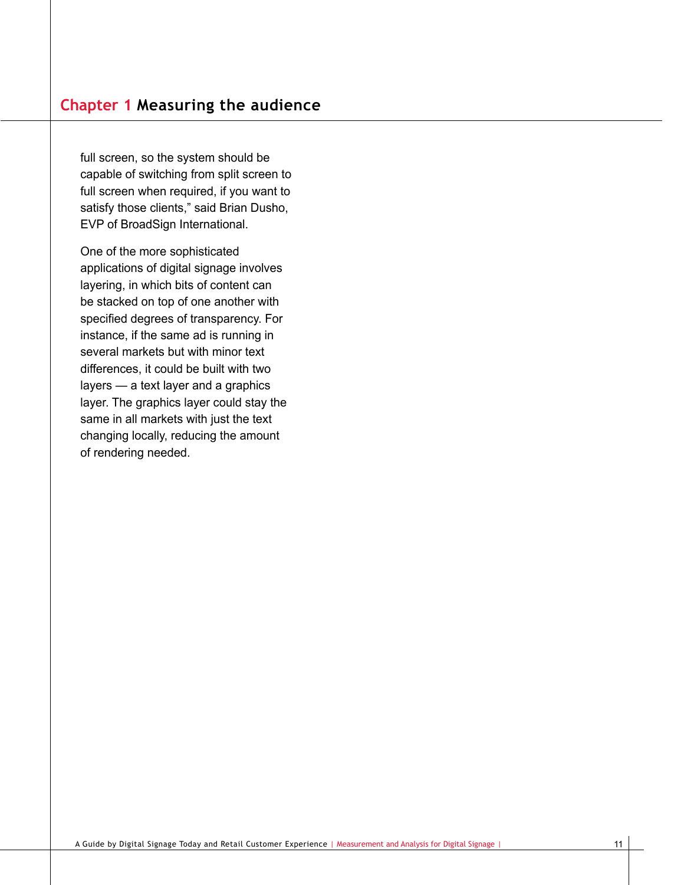full screen, so the system should be capable of switching from split screen to full screen when required, if you want to satisfy those clients," said Brian Dusho, EVP of BroadSign International.

One of the more sophisticated applications of digital signage involves layering, in which bits of content can be stacked on top of one another with specified degrees of transparency. For instance, if the same ad is running in several markets but with minor text differences, it could be built with two layers — a text layer and a graphics layer. The graphics layer could stay the same in all markets with just the text changing locally, reducing the amount of rendering needed.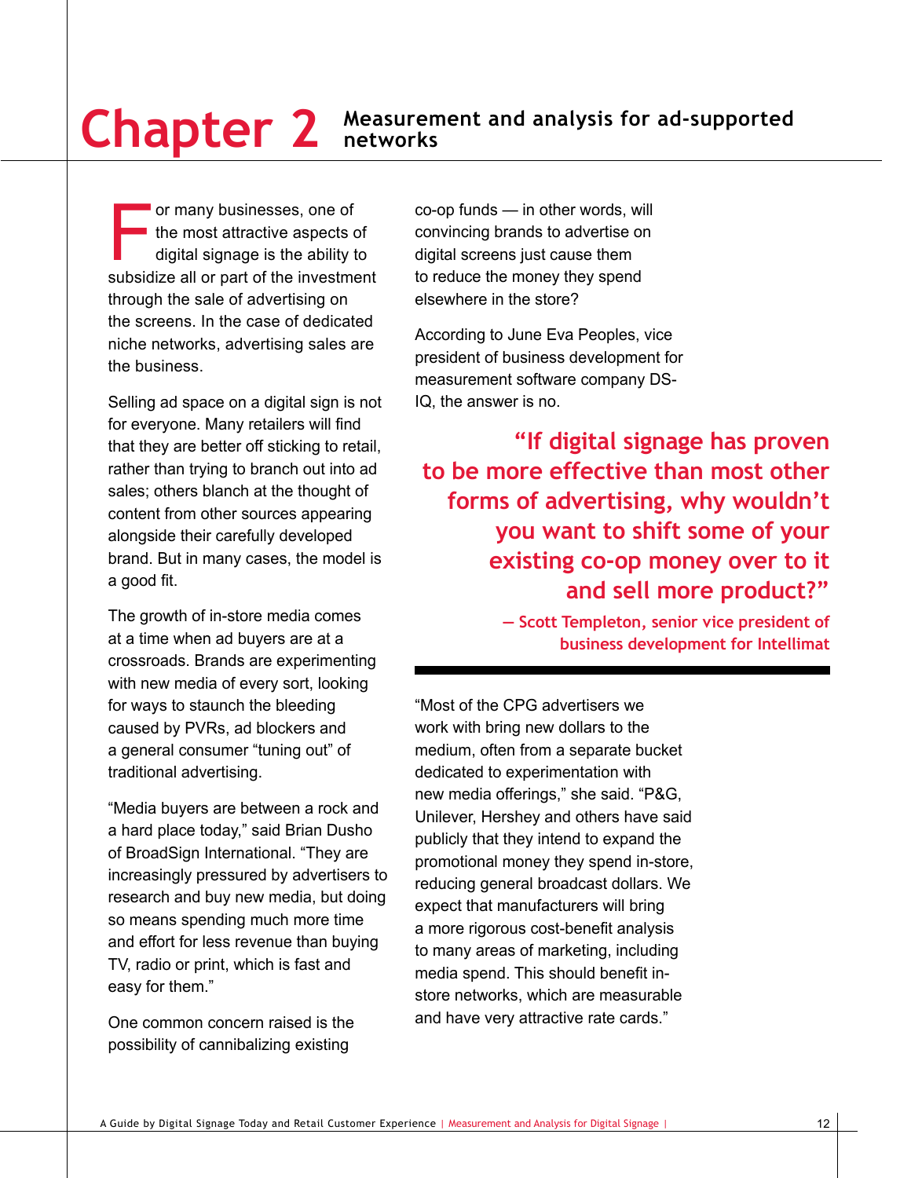# Chapter 2 Measurement and analysis for ad-supported networks

For many businesses, one of the most attractive aspects of digital signage is the ability to subsidize all or part of the investment through the sale of advertising on the screens. In the case of dedicated niche networks, advertising sales are the business.

Selling ad space on a digital sign is not for everyone. Many retailers will find that they are better off sticking to retail, rather than trying to branch out into ad sales; others blanch at the thought of content from other sources appearing alongside their carefully developed brand. But in many cases, the model is a good fit.

The growth of in-store media comes at a time when ad buyers are at a crossroads. Brands are experimenting with new media of every sort, looking for ways to staunch the bleeding caused by PVRs, ad blockers and a general consumer "tuning out" of traditional advertising.

"Media buyers are between a rock and a hard place today," said Brian Dusho of BroadSign International. "They are increasingly pressured by advertisers to research and buy new media, but doing so means spending much more time and effort for less revenue than buying TV, radio or print, which is fast and easy for them."

One common concern raised is the possibility of cannibalizing existing co-op funds — in other words, will convincing brands to advertise on digital screens just cause them to reduce the money they spend elsewhere in the store?

According to June Eva Peoples, vice president of business development for measurement software company DS-IQ, the answer is no.

> **"If digital signage has proven to be more effective than most other forms of advertising, why wouldn't you want to shift some of your existing co-op money over to it and sell more product?"**
>
> **— Scott Templeton, senior vice president of business development for Intellimat**

"Most of the CPG advertisers we work with bring new dollars to the medium, often from a separate bucket dedicated to experimentation with new media offerings," she said. "P&G, Unilever, Hershey and others have said publicly that they intend to expand the promotional money they spend in-store, reducing general broadcast dollars. We expect that manufacturers will bring a more rigorous cost-benefit analysis to many areas of marketing, including media spend. This should benefit in-store networks, which are measurable and have very attractive rate cards."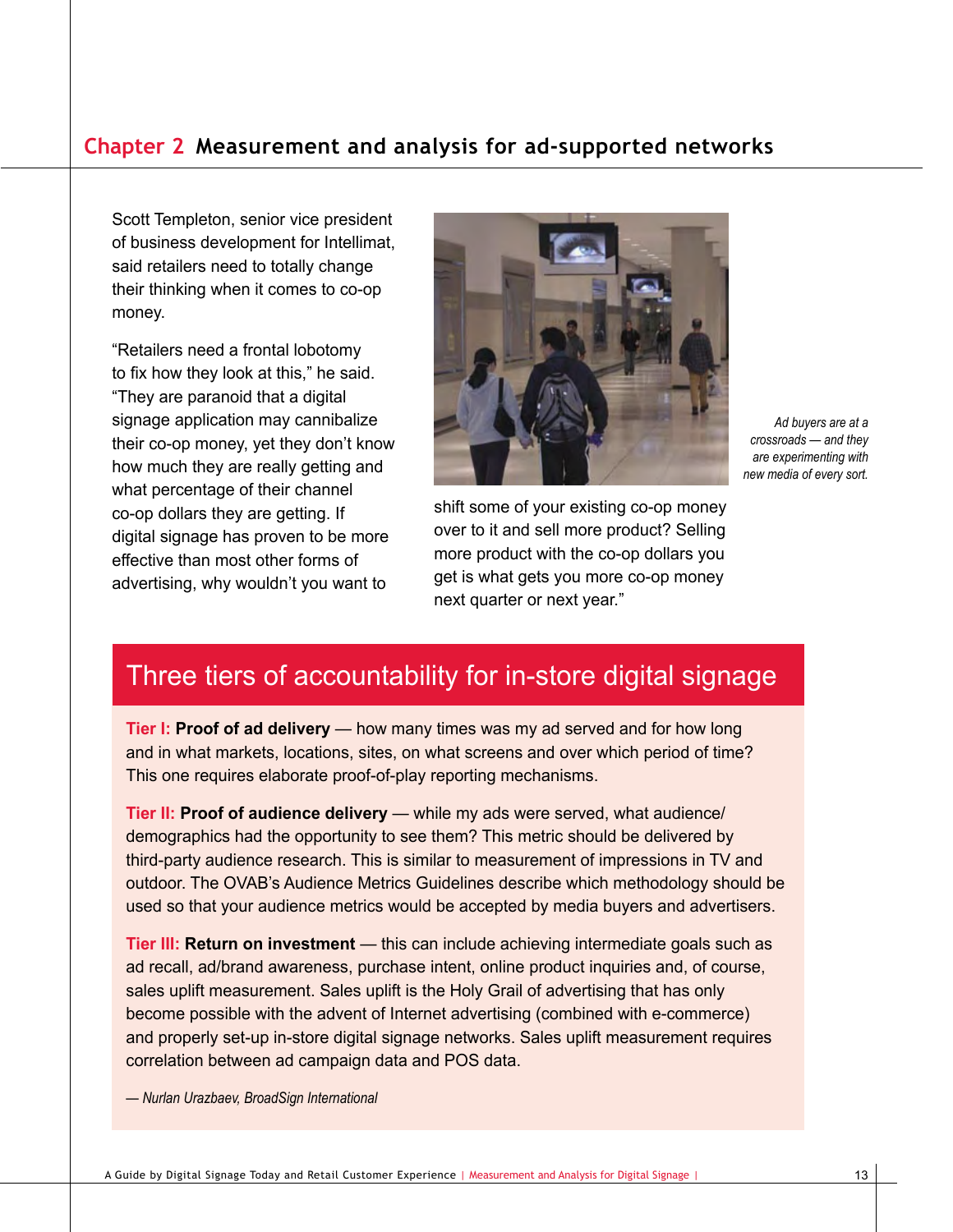## Chapter 2 Measurement and analysis for ad-supported networks

Scott Templeton, senior vice president of business development for Intellimat, said retailers need to totally change their thinking when it comes to co-op money.

"Retailers need a frontal lobotomy to fix how they look at this," he said. "They are paranoid that a digital signage application may cannibalize their co-op money, yet they don't know how much they are really getting and what percentage of their channel co-op dollars they are getting. If digital signage has proven to be more effective than most other forms of advertising, why wouldn't you want to shift some of your existing co-op money over to it and sell more product? Selling more product with the co-op dollars you get is what gets you more co-op money next quarter or next year."

*Ad buyers are at a crossroads — and they are experimenting with new media of every sort.*

### Three tiers of accountability for in-store digital signage

**Tier I: Proof of ad delivery** — how many times was my ad served and for how long and in what markets, locations, sites, on what screens and over which period of time? This one requires elaborate proof-of-play reporting mechanisms.

**Tier II: Proof of audience delivery** — while my ads were served, what audience/demographics had the opportunity to see them? This metric should be delivered by third-party audience research. This is similar to measurement of impressions in TV and outdoor. The OVAB's Audience Metrics Guidelines describe which methodology should be used so that your audience metrics would be accepted by media buyers and advertisers.

**Tier III: Return on investment** — this can include achieving intermediate goals such as ad recall, ad/brand awareness, purchase intent, online product inquiries and, of course, sales uplift measurement. Sales uplift is the Holy Grail of advertising that has only become possible with the advent of Internet advertising (combined with e-commerce) and properly set-up in-store digital signage networks. Sales uplift measurement requires correlation between ad campaign data and POS data.

*— Nurlan Urazbaev, BroadSign International*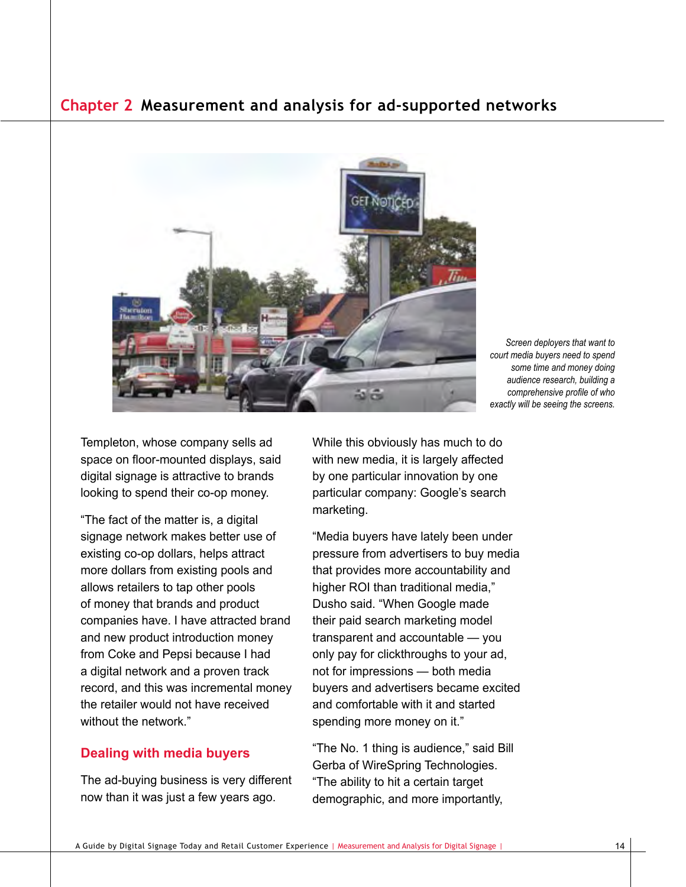## Chapter 2 Measurement and analysis for ad-supported networks

*Screen deployers that want to court media buyers need to spend some time and money doing audience research, building a comprehensive profile of who exactly will be seeing the screens.*

Templeton, whose company sells ad space on floor-mounted displays, said digital signage is attractive to brands looking to spend their co-op money.

"The fact of the matter is, a digital signage network makes better use of existing co-op dollars, helps attract more dollars from existing pools and allows retailers to tap other pools of money that brands and product companies have. I have attracted brand and new product introduction money from Coke and Pepsi because I had a digital network and a proven track record, and this was incremental money the retailer would not have received without the network."

### Dealing with media buyers

The ad-buying business is very different now than it was just a few years ago. While this obviously has much to do with new media, it is largely affected by one particular innovation by one particular company: Google's search marketing.

"Media buyers have lately been under pressure from advertisers to buy media that provides more accountability and higher ROI than traditional media," Dusho said. "When Google made their paid search marketing model transparent and accountable — you only pay for clickthroughs to your ad, not for impressions — both media buyers and advertisers became excited and comfortable with it and started spending more money on it."

"The No. 1 thing is audience," said Bill Gerba of WireSpring Technologies. "The ability to hit a certain target demographic, and more importantly,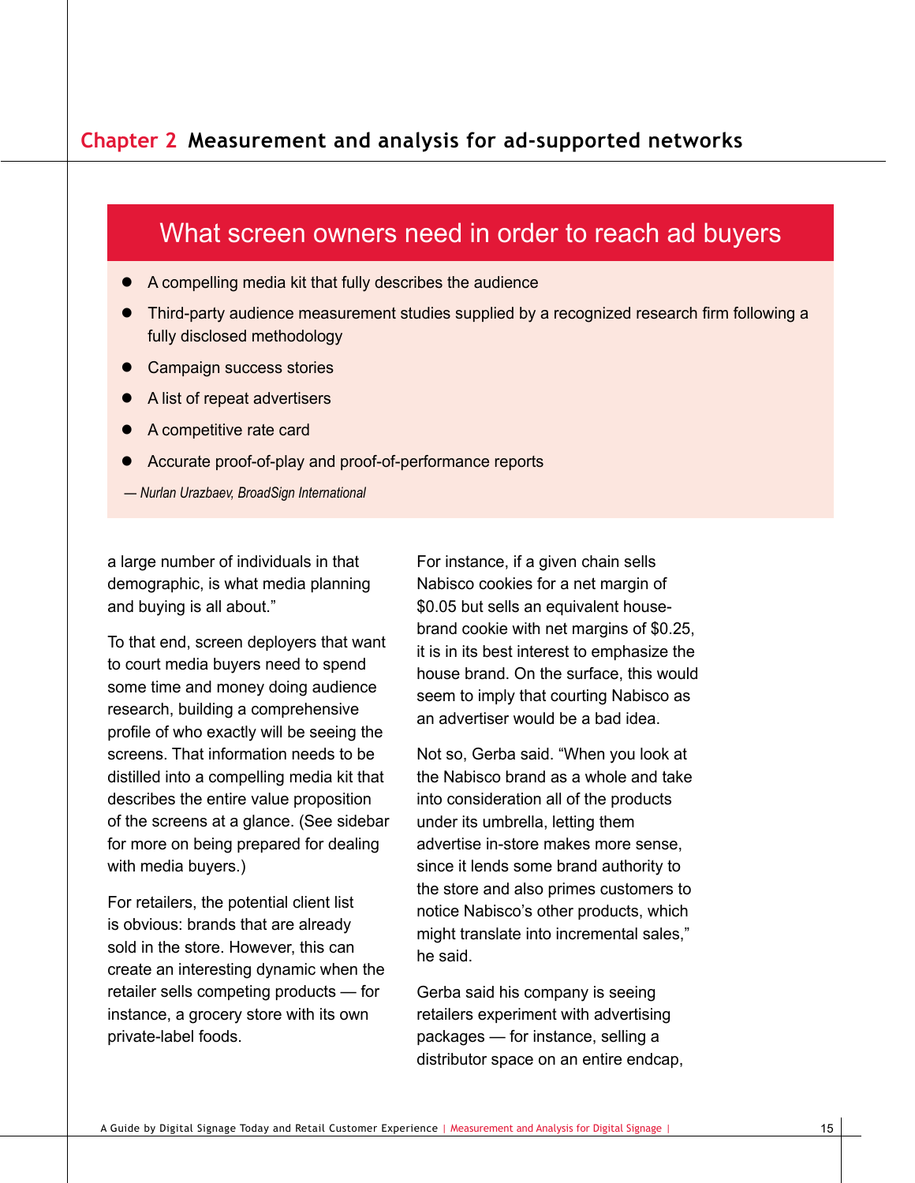## What screen owners need in order to reach ad buyers

- A compelling media kit that fully describes the audience
- Third-party audience measurement studies supplied by a recognized research firm following a fully disclosed methodology
- Campaign success stories
- A list of repeat advertisers
- A competitive rate card
- Accurate proof-of-play and proof-of-performance reports

*— Nurlan Urazbaev, BroadSign International*

a large number of individuals in that demographic, is what media planning and buying is all about."

To that end, screen deployers that want to court media buyers need to spend some time and money doing audience research, building a comprehensive profile of who exactly will be seeing the screens. That information needs to be distilled into a compelling media kit that describes the entire value proposition of the screens at a glance. (See sidebar for more on being prepared for dealing with media buyers.)

For retailers, the potential client list is obvious: brands that are already sold in the store. However, this can create an interesting dynamic when the retailer sells competing products — for instance, a grocery store with its own private-label foods.

For instance, if a given chain sells Nabisco cookies for a net margin of $0.05 but sells an equivalent house-brand cookie with net margins of $0.25, it is in its best interest to emphasize the house brand. On the surface, this would seem to imply that courting Nabisco as an advertiser would be a bad idea.

Not so, Gerba said. "When you look at the Nabisco brand as a whole and take into consideration all of the products under its umbrella, letting them advertise in-store makes more sense, since it lends some brand authority to the store and also primes customers to notice Nabisco's other products, which might translate into incremental sales," he said.

Gerba said his company is seeing retailers experiment with advertising packages — for instance, selling a distributor space on an entire endcap,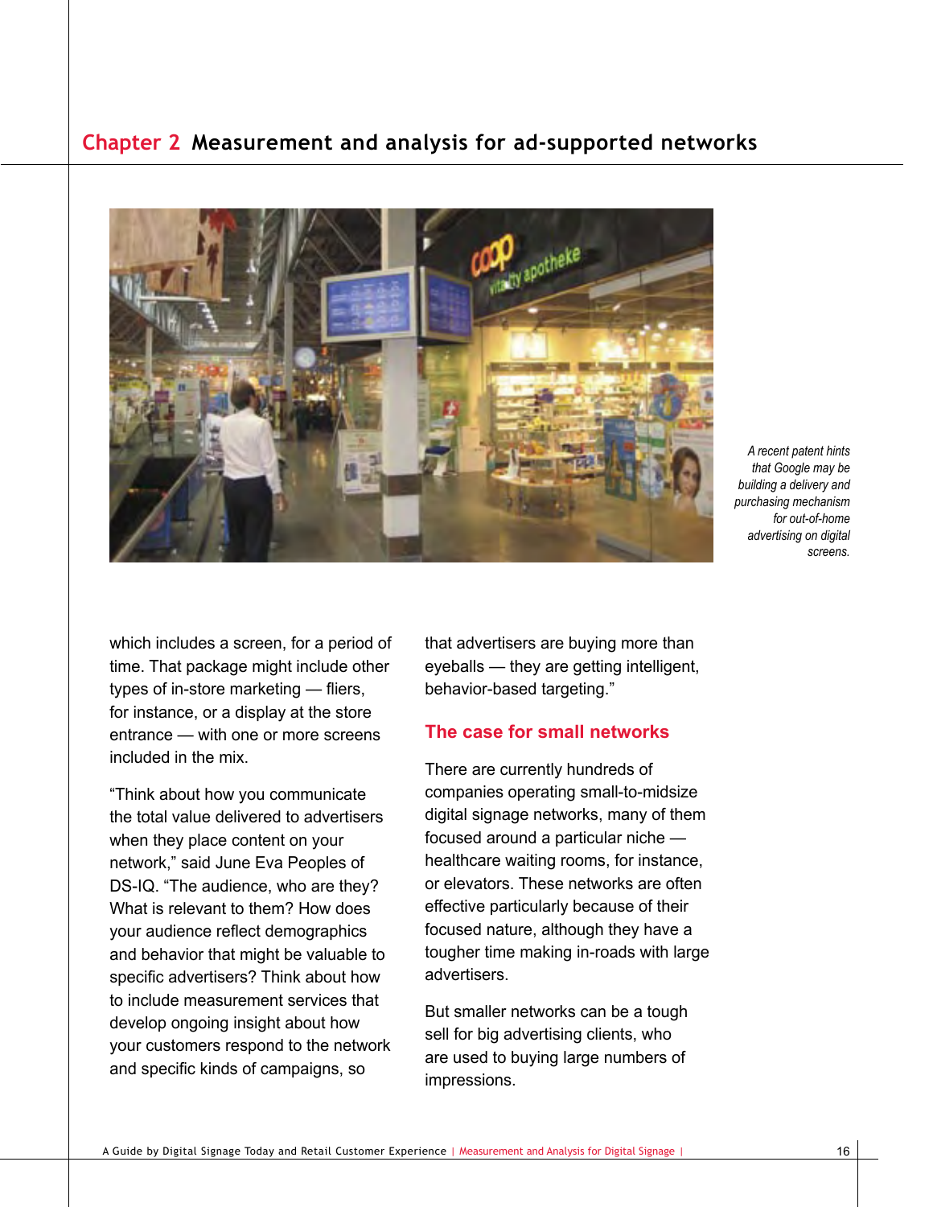A recent patent hints that Google may be building a delivery and purchasing mechanism for out-of-home advertising on digital screens.

which includes a screen, for a period of time. That package might include other types of in-store marketing — fliers, for instance, or a display at the store entrance — with one or more screens included in the mix.

"Think about how you communicate the total value delivered to advertisers when they place content on your network," said June Eva Peoples of DS-IQ. "The audience, who are they? What is relevant to them? How does your audience reflect demographics and behavior that might be valuable to specific advertisers? Think about how to include measurement services that develop ongoing insight about how your customers respond to the network and specific kinds of campaigns, so that advertisers are buying more than eyeballs — they are getting intelligent, behavior-based targeting."

## The case for small networks

There are currently hundreds of companies operating small-to-midsize digital signage networks, many of them focused around a particular niche — healthcare waiting rooms, for instance, or elevators. These networks are often effective particularly because of their focused nature, although they have a tougher time making in-roads with large advertisers.

But smaller networks can be a tough sell for big advertising clients, who are used to buying large numbers of impressions.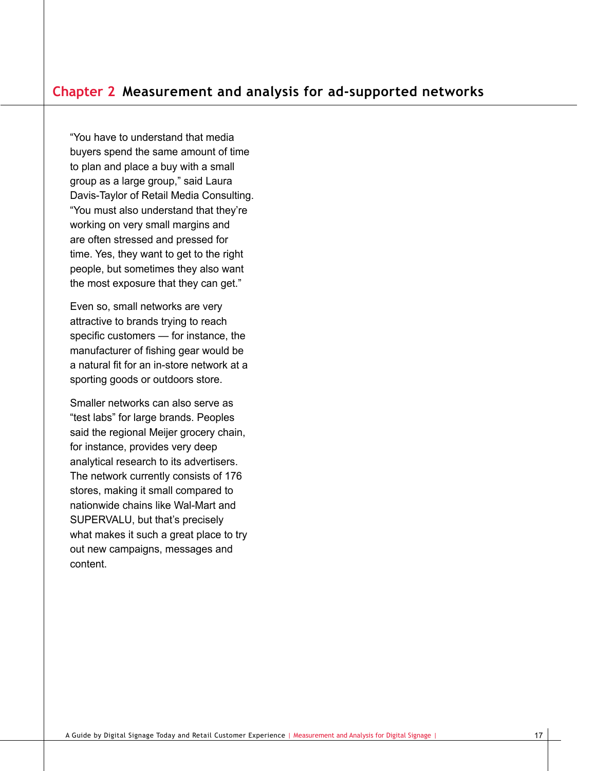## Chapter 2 Measurement and analysis for ad-supported networks

"You have to understand that media buyers spend the same amount of time to plan and place a buy with a small group as a large group," said Laura Davis-Taylor of Retail Media Consulting. "You must also understand that they're working on very small margins and are often stressed and pressed for time. Yes, they want to get to the right people, but sometimes they also want the most exposure that they can get."

Even so, small networks are very attractive to brands trying to reach specific customers — for instance, the manufacturer of fishing gear would be a natural fit for an in-store network at a sporting goods or outdoors store.

Smaller networks can also serve as "test labs" for large brands. Peoples said the regional Meijer grocery chain, for instance, provides very deep analytical research to its advertisers. The network currently consists of 176 stores, making it small compared to nationwide chains like Wal-Mart and SUPERVALU, but that's precisely what makes it such a great place to try out new campaigns, messages and content.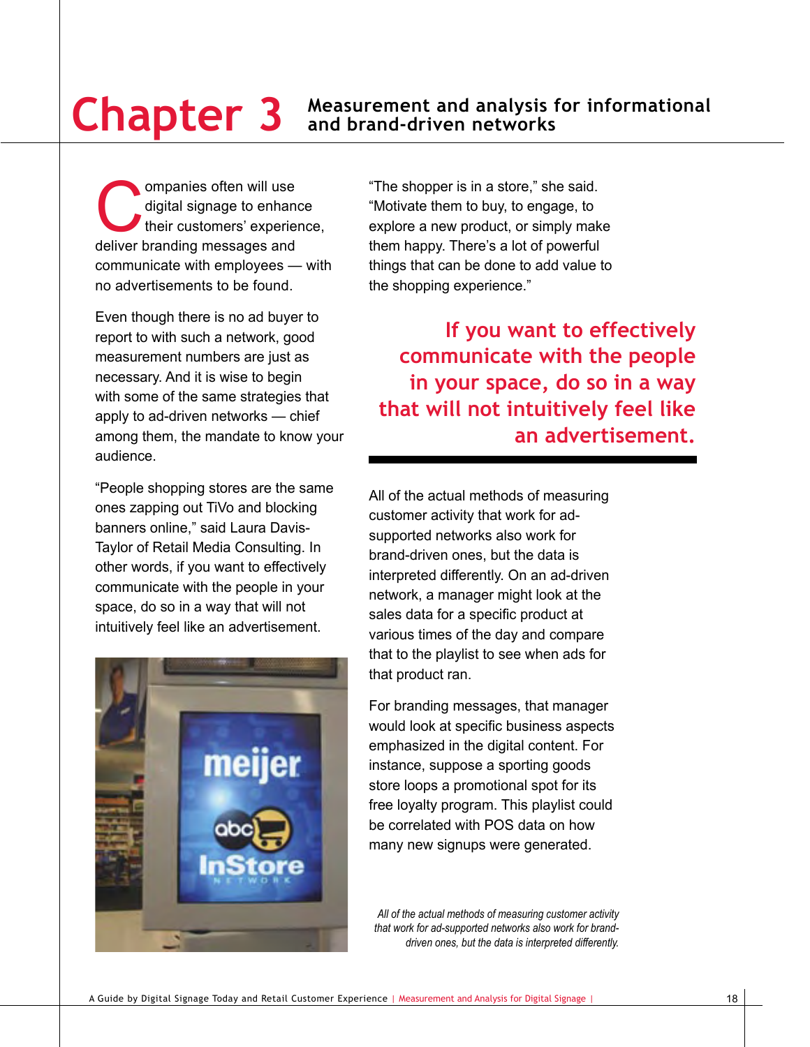# Chapter 3 Measurement and analysis for informational and brand-driven networks

Companies often will use digital signage to enhance their customers' experience, deliver branding messages and communicate with employees — with no advertisements to be found.

Even though there is no ad buyer to report to with such a network, good measurement numbers are just as necessary. And it is wise to begin with some of the same strategies that apply to ad-driven networks — chief among them, the mandate to know your audience.

"People shopping stores are the same ones zapping out TiVo and blocking banners online," said Laura Davis-Taylor of Retail Media Consulting. In other words, if you want to effectively communicate with the people in your space, do so in a way that will not intuitively feel like an advertisement.

"The shopper is in a store," she said. "Motivate them to buy, to engage, to explore a new product, or simply make them happy. There's a lot of powerful things that can be done to add value to the shopping experience."

**If you want to effectively communicate with the people in your space, do so in a way that will not intuitively feel like an advertisement.**

All of the actual methods of measuring customer activity that work for ad-supported networks also work for brand-driven ones, but the data is interpreted differently. On an ad-driven network, a manager might look at the sales data for a specific product at various times of the day and compare that to the playlist to see when ads for that product ran.

For branding messages, that manager would look at specific business aspects emphasized in the digital content. For instance, suppose a sporting goods store loops a promotional spot for its free loyalty program. This playlist could be correlated with POS data on how many new signups were generated.

*All of the actual methods of measuring customer activity that work for ad-supported networks also work for brand-driven ones, but the data is interpreted differently.*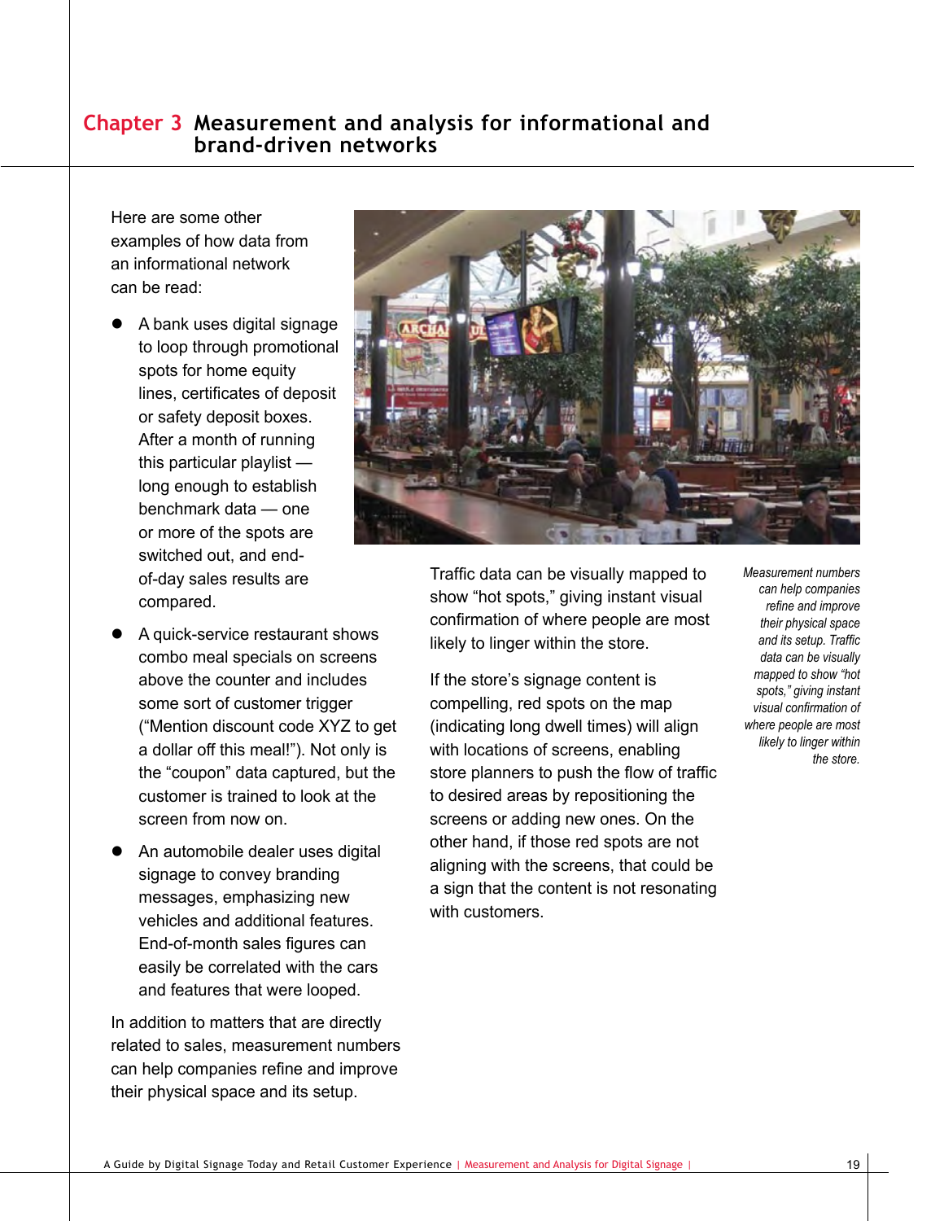## Chapter 3 Measurement and analysis for informational and brand-driven networks

Here are some other examples of how data from an informational network can be read:

- A bank uses digital signage to loop through promotional spots for home equity lines, certificates of deposit or safety deposit boxes. After a month of running this particular playlist — long enough to establish benchmark data — one or more of the spots are switched out, and end-of-day sales results are compared.
- A quick-service restaurant shows combo meal specials on screens above the counter and includes some sort of customer trigger ("Mention discount code XYZ to get a dollar off this meal!"). Not only is the "coupon" data captured, but the customer is trained to look at the screen from now on.
- An automobile dealer uses digital signage to convey branding messages, emphasizing new vehicles and additional features. End-of-month sales figures can easily be correlated with the cars and features that were looped.

In addition to matters that are directly related to sales, measurement numbers can help companies refine and improve their physical space and its setup.

Traffic data can be visually mapped to show "hot spots," giving instant visual confirmation of where people are most likely to linger within the store.

If the store's signage content is compelling, red spots on the map (indicating long dwell times) will align with locations of screens, enabling store planners to push the flow of traffic to desired areas by repositioning the screens or adding new ones. On the other hand, if those red spots are not aligning with the screens, that could be a sign that the content is not resonating with customers.

*Measurement numbers can help companies refine and improve their physical space and its setup. Traffic data can be visually mapped to show "hot spots," giving instant visual confirmation of where people are most likely to linger within the store.*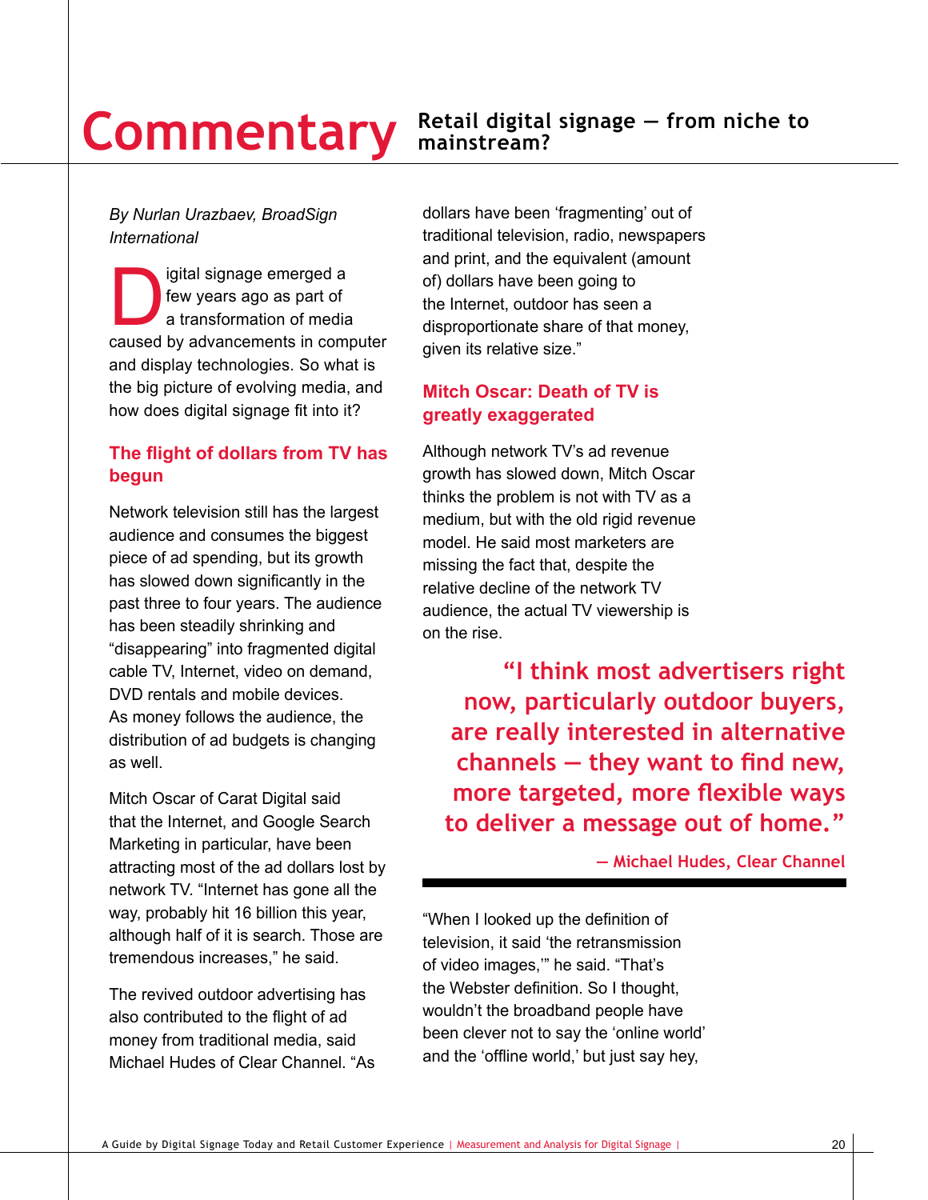# Commentary

## Retail digital signage — from niche to mainstream?

*By Nurlan Urazbaev, BroadSign International*

Digital signage emerged a few years ago as part of a transformation of media caused by advancements in computer and display technologies. So what is the big picture of evolving media, and how does digital signage fit into it?

### The flight of dollars from TV has begun

Network television still has the largest audience and consumes the biggest piece of ad spending, but its growth has slowed down significantly in the past three to four years. The audience has been steadily shrinking and "disappearing" into fragmented digital cable TV, Internet, video on demand, DVD rentals and mobile devices. As money follows the audience, the distribution of ad budgets is changing as well.

Mitch Oscar of Carat Digital said that the Internet, and Google Search Marketing in particular, have been attracting most of the ad dollars lost by network TV. "Internet has gone all the way, probably hit 16 billion this year, although half of it is search. Those are tremendous increases," he said.

The revived outdoor advertising has also contributed to the flight of ad money from traditional media, said Michael Hudes of Clear Channel. "As dollars have been 'fragmenting' out of traditional television, radio, newspapers and print, and the equivalent (amount of) dollars have been going to the Internet, outdoor has seen a disproportionate share of that money, given its relative size."

### Mitch Oscar: Death of TV is greatly exaggerated

Although network TV's ad revenue growth has slowed down, Mitch Oscar thinks the problem is not with TV as a medium, but with the old rigid revenue model. He said most marketers are missing the fact that, despite the relative decline of the network TV audience, the actual TV viewership is on the rise.

> **"I think most advertisers right now, particularly outdoor buyers, are really interested in alternative channels — they want to find new, more targeted, more flexible ways to deliver a message out of home."**
>
> **— Michael Hudes, Clear Channel**

"When I looked up the definition of television, it said 'the retransmission of video images,'" he said. "That's the Webster definition. So I thought, wouldn't the broadband people have been clever not to say the 'online world' and the 'offline world,' but just say hey,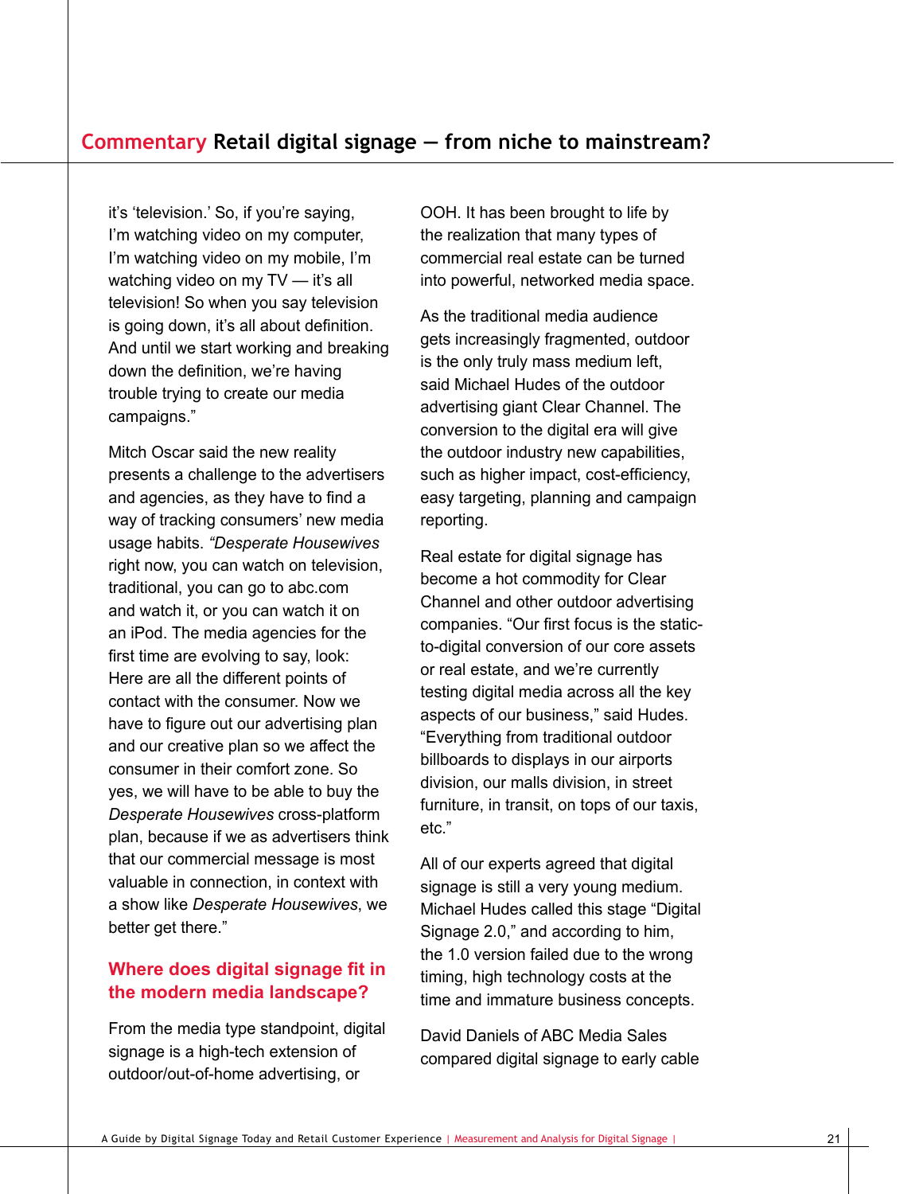it's 'television.' So, if you're saying, I'm watching video on my computer, I'm watching video on my mobile, I'm watching video on my TV — it's all television! So when you say television is going down, it's all about definition. And until we start working and breaking down the definition, we're having trouble trying to create our media campaigns."

Mitch Oscar said the new reality presents a challenge to the advertisers and agencies, as they have to find a way of tracking consumers' new media usage habits. *"Desperate Housewives* right now, you can watch on television, traditional, you can go to abc.com and watch it, or you can watch it on an iPod. The media agencies for the first time are evolving to say, look: Here are all the different points of contact with the consumer. Now we have to figure out our advertising plan and our creative plan so we affect the consumer in their comfort zone. So yes, we will have to be able to buy the *Desperate Housewives* cross-platform plan, because if we as advertisers think that our commercial message is most valuable in connection, in context with a show like *Desperate Housewives*, we better get there."

## Where does digital signage fit in the modern media landscape?

From the media type standpoint, digital signage is a high-tech extension of outdoor/out-of-home advertising, or OOH. It has been brought to life by the realization that many types of commercial real estate can be turned into powerful, networked media space.

As the traditional media audience gets increasingly fragmented, outdoor is the only truly mass medium left, said Michael Hudes of the outdoor advertising giant Clear Channel. The conversion to the digital era will give the outdoor industry new capabilities, such as higher impact, cost-efficiency, easy targeting, planning and campaign reporting.

Real estate for digital signage has become a hot commodity for Clear Channel and other outdoor advertising companies. "Our first focus is the static-to-digital conversion of our core assets or real estate, and we're currently testing digital media across all the key aspects of our business," said Hudes. "Everything from traditional outdoor billboards to displays in our airports division, our malls division, in street furniture, in transit, on tops of our taxis, etc."

All of our experts agreed that digital signage is still a very young medium. Michael Hudes called this stage "Digital Signage 2.0," and according to him, the 1.0 version failed due to the wrong timing, high technology costs at the time and immature business concepts.

David Daniels of ABC Media Sales compared digital signage to early cable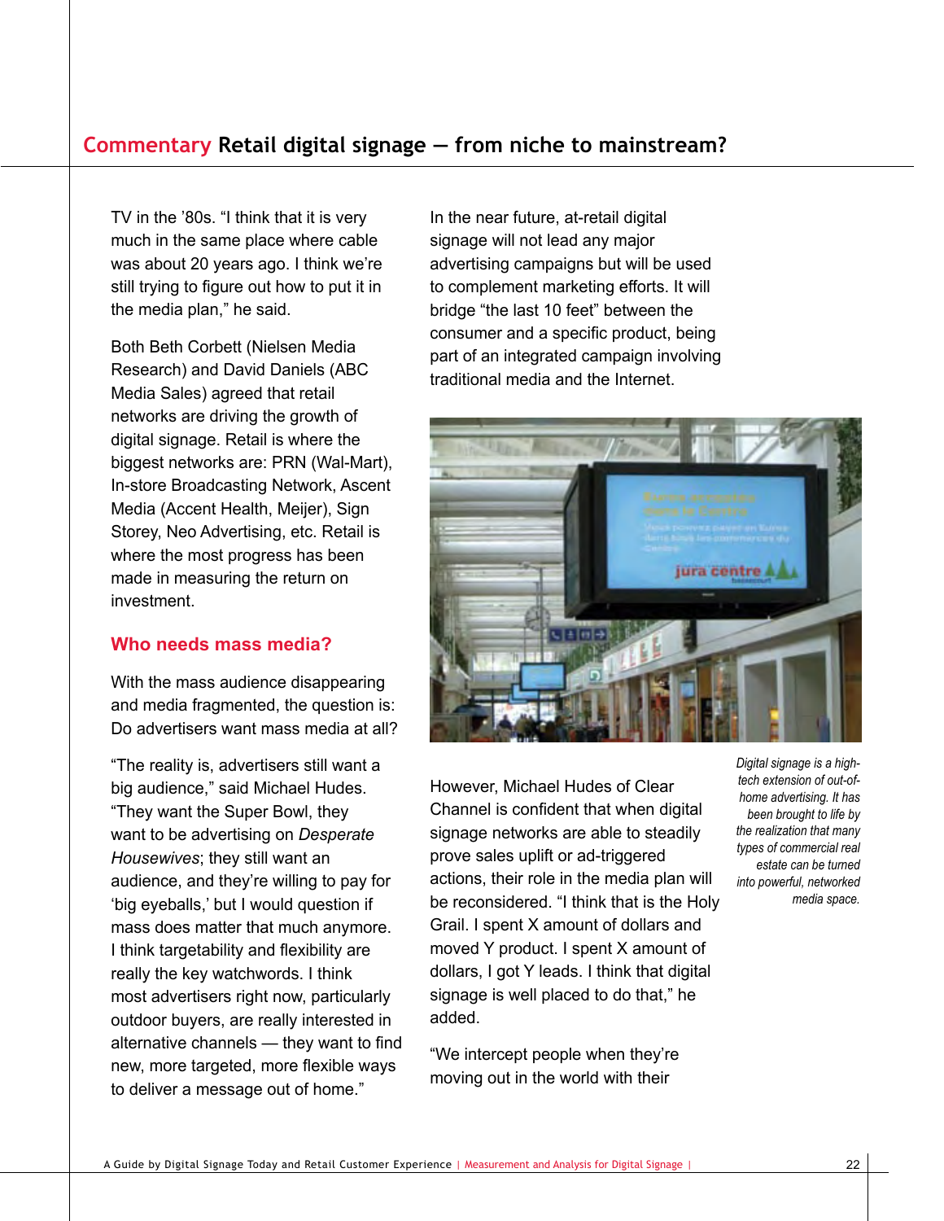TV in the '80s. "I think that it is very much in the same place where cable was about 20 years ago. I think we're still trying to figure out how to put it in the media plan," he said.

Both Beth Corbett (Nielsen Media Research) and David Daniels (ABC Media Sales) agreed that retail networks are driving the growth of digital signage. Retail is where the biggest networks are: PRN (Wal-Mart), In-store Broadcasting Network, Ascent Media (Accent Health, Meijer), Sign Storey, Neo Advertising, etc. Retail is where the most progress has been made in measuring the return on investment.

### Who needs mass media?

With the mass audience disappearing and media fragmented, the question is: Do advertisers want mass media at all?

"The reality is, advertisers still want a big audience," said Michael Hudes. "They want the Super Bowl, they want to be advertising on *Desperate Housewives*; they still want an audience, and they're willing to pay for 'big eyeballs,' but I would question if mass does matter that much anymore. I think targetability and flexibility are really the key watchwords. I think most advertisers right now, particularly outdoor buyers, are really interested in alternative channels — they want to find new, more targeted, more flexible ways to deliver a message out of home."

In the near future, at-retail digital signage will not lead any major advertising campaigns but will be used to complement marketing efforts. It will bridge "the last 10 feet" between the consumer and a specific product, being part of an integrated campaign involving traditional media and the Internet.

*Digital signage is a high-tech extension of out-of-home advertising. It has been brought to life by the realization that many types of commercial real estate can be turned into powerful, networked media space.*

However, Michael Hudes of Clear Channel is confident that when digital signage networks are able to steadily prove sales uplift or ad-triggered actions, their role in the media plan will be reconsidered. "I think that is the Holy Grail. I spent X amount of dollars and moved Y product. I spent X amount of dollars, I got Y leads. I think that digital signage is well placed to do that," he added.

"We intercept people when they're moving out in the world with their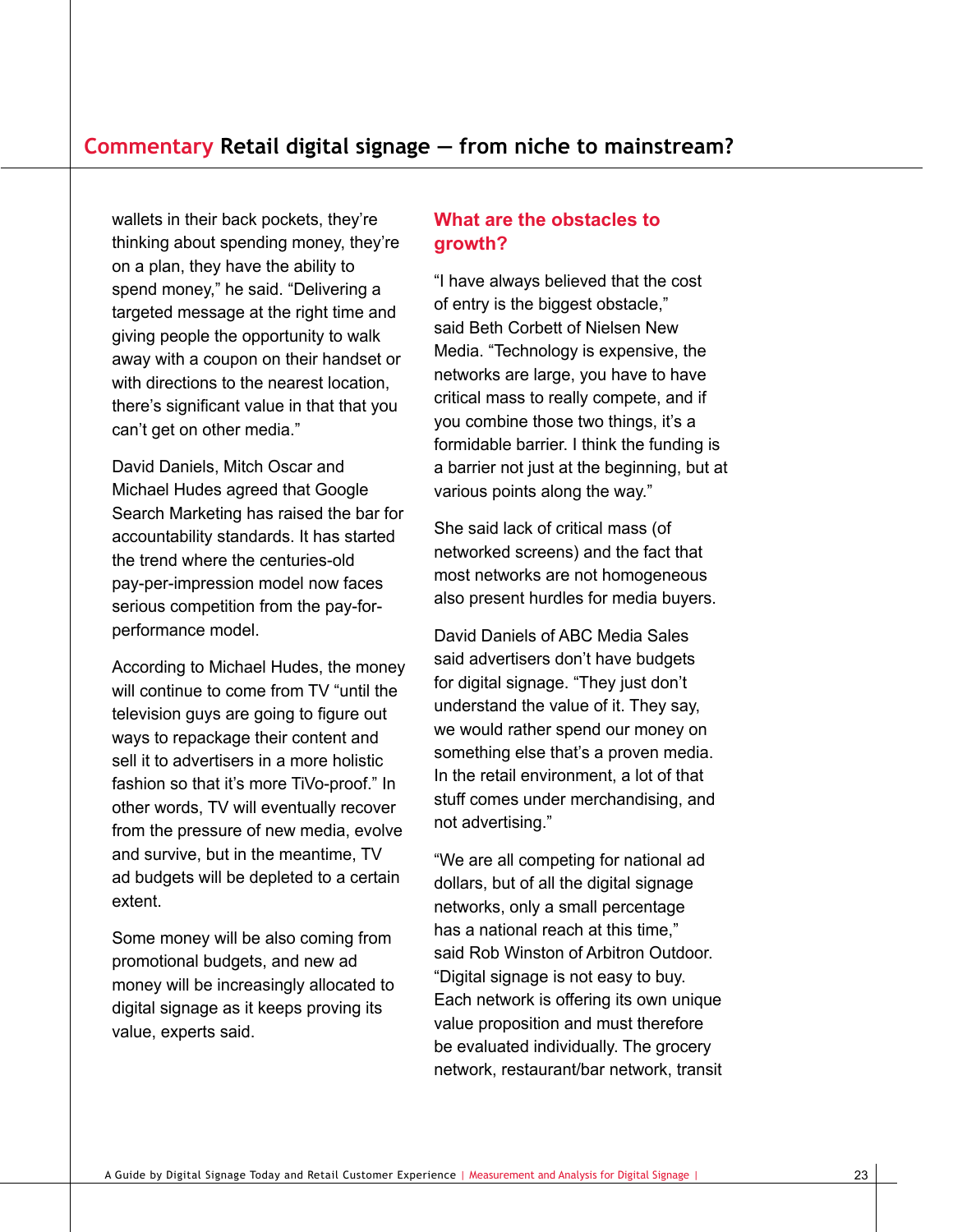wallets in their back pockets, they're thinking about spending money, they're on a plan, they have the ability to spend money," he said. "Delivering a targeted message at the right time and giving people the opportunity to walk away with a coupon on their handset or with directions to the nearest location, there's significant value in that that you can't get on other media."

David Daniels, Mitch Oscar and Michael Hudes agreed that Google Search Marketing has raised the bar for accountability standards. It has started the trend where the centuries-old pay-per-impression model now faces serious competition from the pay-for-performance model.

According to Michael Hudes, the money will continue to come from TV "until the television guys are going to figure out ways to repackage their content and sell it to advertisers in a more holistic fashion so that it's more TiVo-proof." In other words, TV will eventually recover from the pressure of new media, evolve and survive, but in the meantime, TV ad budgets will be depleted to a certain extent.

Some money will be also coming from promotional budgets, and new ad money will be increasingly allocated to digital signage as it keeps proving its value, experts said.

## What are the obstacles to growth?

"I have always believed that the cost of entry is the biggest obstacle," said Beth Corbett of Nielsen New Media. "Technology is expensive, the networks are large, you have to have critical mass to really compete, and if you combine those two things, it's a formidable barrier. I think the funding is a barrier not just at the beginning, but at various points along the way."

She said lack of critical mass (of networked screens) and the fact that most networks are not homogeneous also present hurdles for media buyers.

David Daniels of ABC Media Sales said advertisers don't have budgets for digital signage. "They just don't understand the value of it. They say, we would rather spend our money on something else that's a proven media. In the retail environment, a lot of that stuff comes under merchandising, and not advertising."

"We are all competing for national ad dollars, but of all the digital signage networks, only a small percentage has a national reach at this time," said Rob Winston of Arbitron Outdoor. "Digital signage is not easy to buy. Each network is offering its own unique value proposition and must therefore be evaluated individually. The grocery network, restaurant/bar network, transit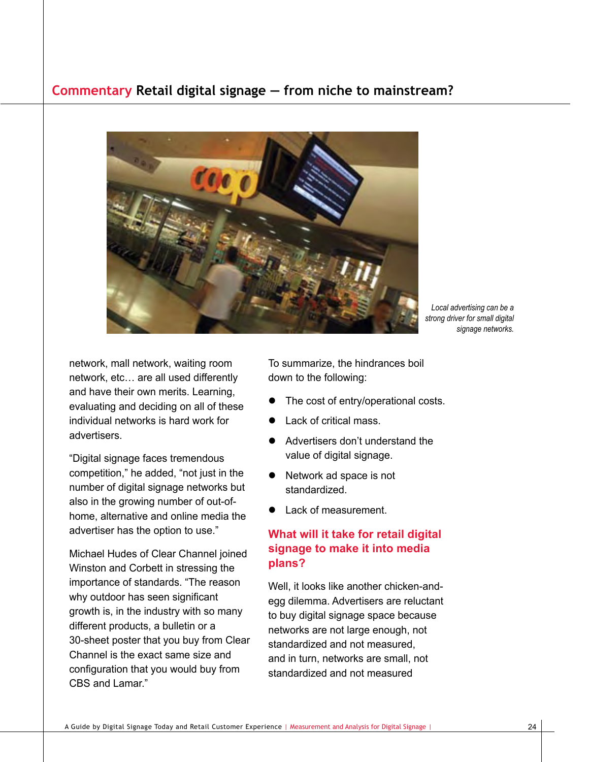# Commentary Retail digital signage — from niche to mainstream?

*Local advertising can be a strong driver for small digital signage networks.*

network, mall network, waiting room network, etc… are all used differently and have their own merits. Learning, evaluating and deciding on all of these individual networks is hard work for advertisers.

"Digital signage faces tremendous competition," he added, "not just in the number of digital signage networks but also in the growing number of out-of-home, alternative and online media the advertiser has the option to use."

Michael Hudes of Clear Channel joined Winston and Corbett in stressing the importance of standards. "The reason why outdoor has seen significant growth is, in the industry with so many different products, a bulletin or a 30-sheet poster that you buy from Clear Channel is the exact same size and configuration that you would buy from CBS and Lamar."

To summarize, the hindrances boil down to the following:

- The cost of entry/operational costs.
- Lack of critical mass.
- Advertisers don't understand the value of digital signage.
- Network ad space is not standardized.
- Lack of measurement.

## What will it take for retail digital signage to make it into media plans?

Well, it looks like another chicken-and-egg dilemma. Advertisers are reluctant to buy digital signage space because networks are not large enough, not standardized and not measured, and in turn, networks are small, not standardized and not measured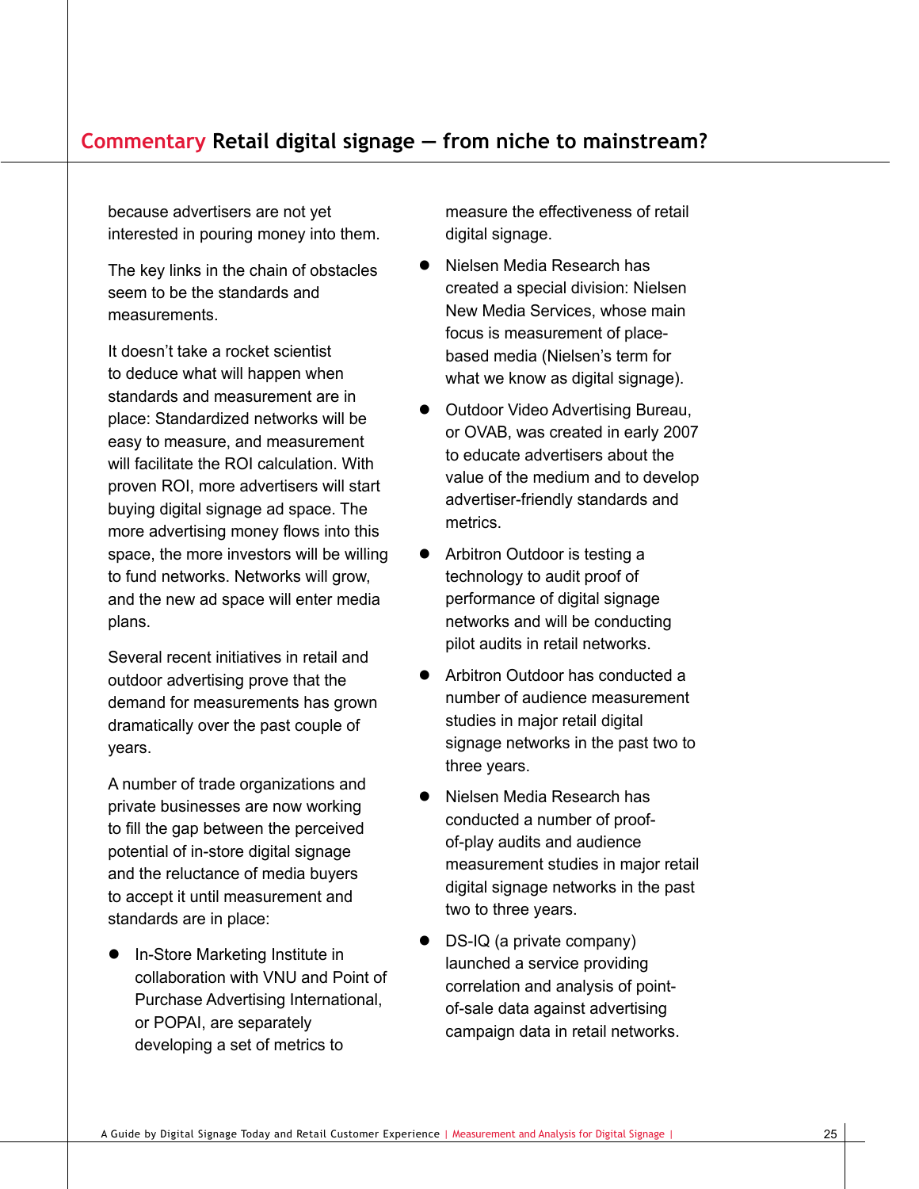because advertisers are not yet interested in pouring money into them.

The key links in the chain of obstacles seem to be the standards and measurements.

It doesn't take a rocket scientist to deduce what will happen when standards and measurement are in place: Standardized networks will be easy to measure, and measurement will facilitate the ROI calculation. With proven ROI, more advertisers will start buying digital signage ad space. The more advertising money flows into this space, the more investors will be willing to fund networks. Networks will grow, and the new ad space will enter media plans.

Several recent initiatives in retail and outdoor advertising prove that the demand for measurements has grown dramatically over the past couple of years.

A number of trade organizations and private businesses are now working to fill the gap between the perceived potential of in-store digital signage and the reluctance of media buyers to accept it until measurement and standards are in place:

- In-Store Marketing Institute in collaboration with VNU and Point of Purchase Advertising International, or POPAI, are separately developing a set of metrics to measure the effectiveness of retail digital signage.
- Nielsen Media Research has created a special division: Nielsen New Media Services, whose main focus is measurement of place-based media (Nielsen's term for what we know as digital signage).
- Outdoor Video Advertising Bureau, or OVAB, was created in early 2007 to educate advertisers about the value of the medium and to develop advertiser-friendly standards and metrics.
- Arbitron Outdoor is testing a technology to audit proof of performance of digital signage networks and will be conducting pilot audits in retail networks.
- Arbitron Outdoor has conducted a number of audience measurement studies in major retail digital signage networks in the past two to three years.
- Nielsen Media Research has conducted a number of proof-of-play audits and audience measurement studies in major retail digital signage networks in the past two to three years.
- DS-IQ (a private company) launched a service providing correlation and analysis of point-of-sale data against advertising campaign data in retail networks.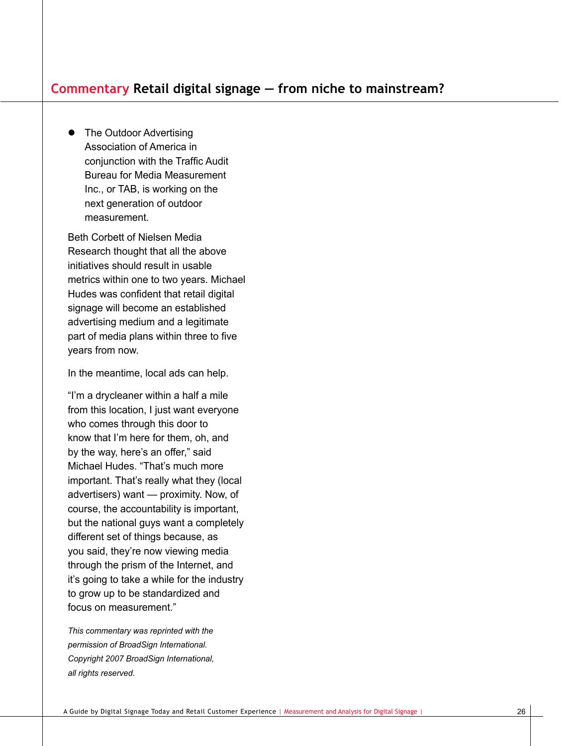## Commentary Retail digital signage — from niche to mainstream?

- The Outdoor Advertising Association of America in conjunction with the Traffic Audit Bureau for Media Measurement Inc., or TAB, is working on the next generation of outdoor measurement.

Beth Corbett of Nielsen Media Research thought that all the above initiatives should result in usable metrics within one to two years. Michael Hudes was confident that retail digital signage will become an established advertising medium and a legitimate part of media plans within three to five years from now.

In the meantime, local ads can help.

"I'm a drycleaner within a half a mile from this location, I just want everyone who comes through this door to know that I'm here for them, oh, and by the way, here's an offer," said Michael Hudes. "That's much more important. That's really what they (local advertisers) want — proximity. Now, of course, the accountability is important, but the national guys want a completely different set of things because, as you said, they're now viewing media through the prism of the Internet, and it's going to take a while for the industry to grow up to be standardized and focus on measurement."

*This commentary was reprinted with the permission of BroadSign International. Copyright 2007 BroadSign International, all rights reserved.*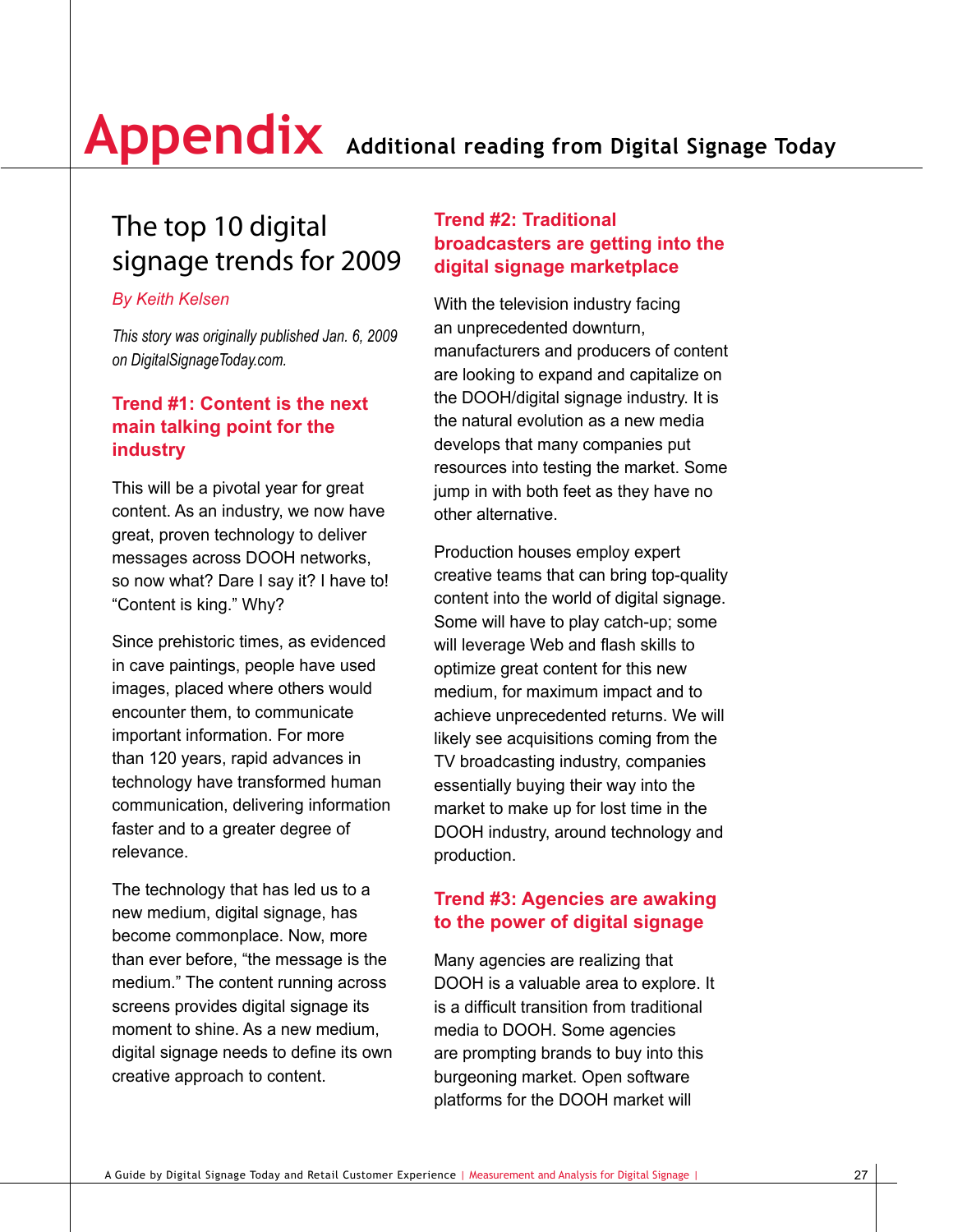# Appendix Additional reading from Digital Signage Today

## The top 10 digital signage trends for 2009

*By Keith Kelsen*

*This story was originally published Jan. 6, 2009 on DigitalSignageToday.com.*

### Trend #1: Content is the next main talking point for the industry

This will be a pivotal year for great content. As an industry, we now have great, proven technology to deliver messages across DOOH networks, so now what? Dare I say it? I have to! "Content is king." Why?

Since prehistoric times, as evidenced in cave paintings, people have used images, placed where others would encounter them, to communicate important information. For more than 120 years, rapid advances in technology have transformed human communication, delivering information faster and to a greater degree of relevance.

The technology that has led us to a new medium, digital signage, has become commonplace. Now, more than ever before, "the message is the medium." The content running across screens provides digital signage its moment to shine. As a new medium, digital signage needs to define its own creative approach to content.

### Trend #2: Traditional broadcasters are getting into the digital signage marketplace

With the television industry facing an unprecedented downturn, manufacturers and producers of content are looking to expand and capitalize on the DOOH/digital signage industry. It is the natural evolution as a new media develops that many companies put resources into testing the market. Some jump in with both feet as they have no other alternative.

Production houses employ expert creative teams that can bring top-quality content into the world of digital signage. Some will have to play catch-up; some will leverage Web and flash skills to optimize great content for this new medium, for maximum impact and to achieve unprecedented returns. We will likely see acquisitions coming from the TV broadcasting industry, companies essentially buying their way into the market to make up for lost time in the DOOH industry, around technology and production.

### Trend #3: Agencies are awaking to the power of digital signage

Many agencies are realizing that DOOH is a valuable area to explore. It is a difficult transition from traditional media to DOOH. Some agencies are prompting brands to buy into this burgeoning market. Open software platforms for the DOOH market will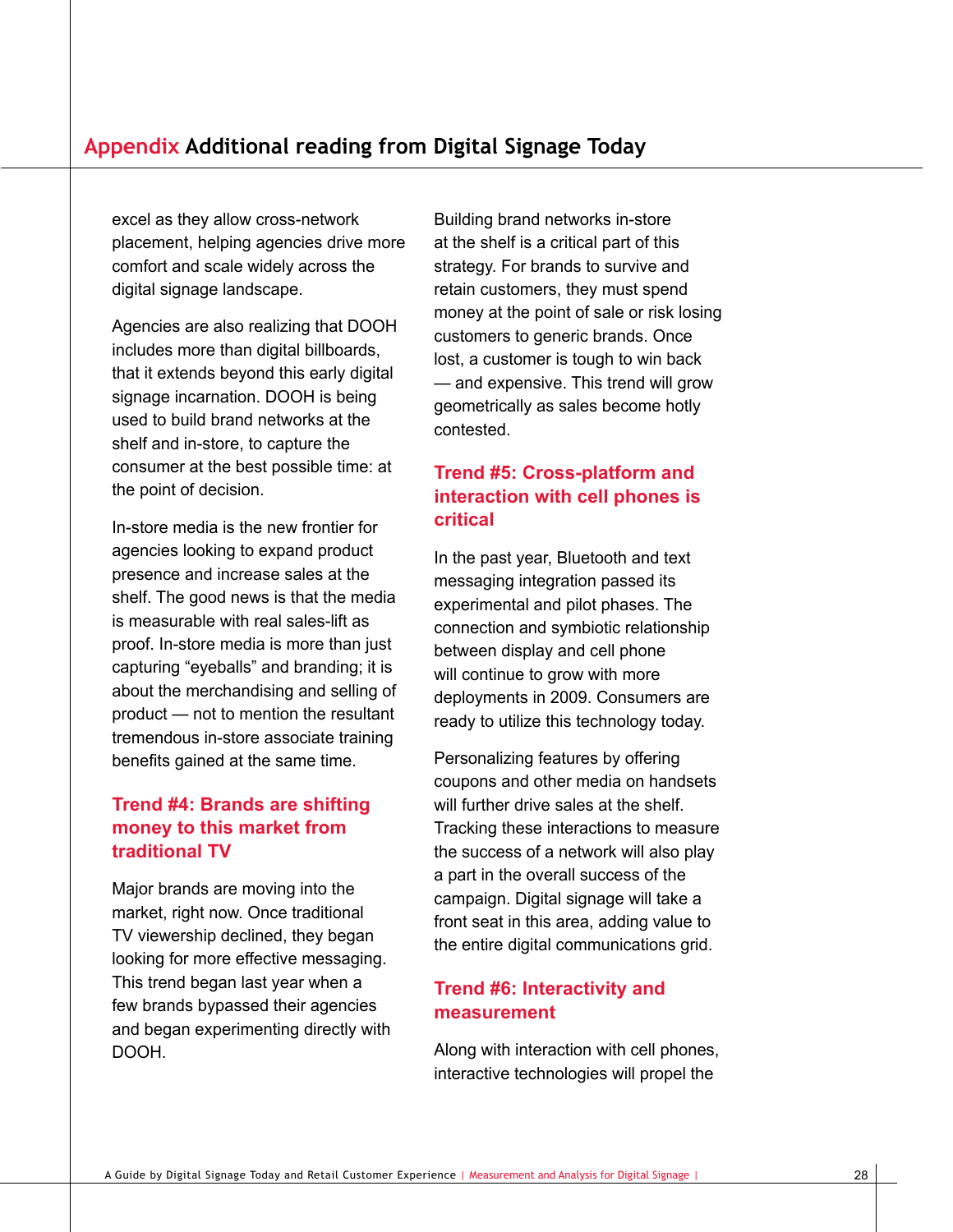excel as they allow cross-network placement, helping agencies drive more comfort and scale widely across the digital signage landscape.

Agencies are also realizing that DOOH includes more than digital billboards, that it extends beyond this early digital signage incarnation. DOOH is being used to build brand networks at the shelf and in-store, to capture the consumer at the best possible time: at the point of decision.

In-store media is the new frontier for agencies looking to expand product presence and increase sales at the shelf. The good news is that the media is measurable with real sales-lift as proof. In-store media is more than just capturing "eyeballs" and branding; it is about the merchandising and selling of product — not to mention the resultant tremendous in-store associate training benefits gained at the same time.

### Trend #4: Brands are shifting money to this market from traditional TV

Major brands are moving into the market, right now. Once traditional TV viewership declined, they began looking for more effective messaging. This trend began last year when a few brands bypassed their agencies and began experimenting directly with DOOH.

Building brand networks in-store at the shelf is a critical part of this strategy. For brands to survive and retain customers, they must spend money at the point of sale or risk losing customers to generic brands. Once lost, a customer is tough to win back — and expensive. This trend will grow geometrically as sales become hotly contested.

### Trend #5: Cross-platform and interaction with cell phones is critical

In the past year, Bluetooth and text messaging integration passed its experimental and pilot phases. The connection and symbiotic relationship between display and cell phone will continue to grow with more deployments in 2009. Consumers are ready to utilize this technology today.

Personalizing features by offering coupons and other media on handsets will further drive sales at the shelf. Tracking these interactions to measure the success of a network will also play a part in the overall success of the campaign. Digital signage will take a front seat in this area, adding value to the entire digital communications grid.

### Trend #6: Interactivity and measurement

Along with interaction with cell phones, interactive technologies will propel the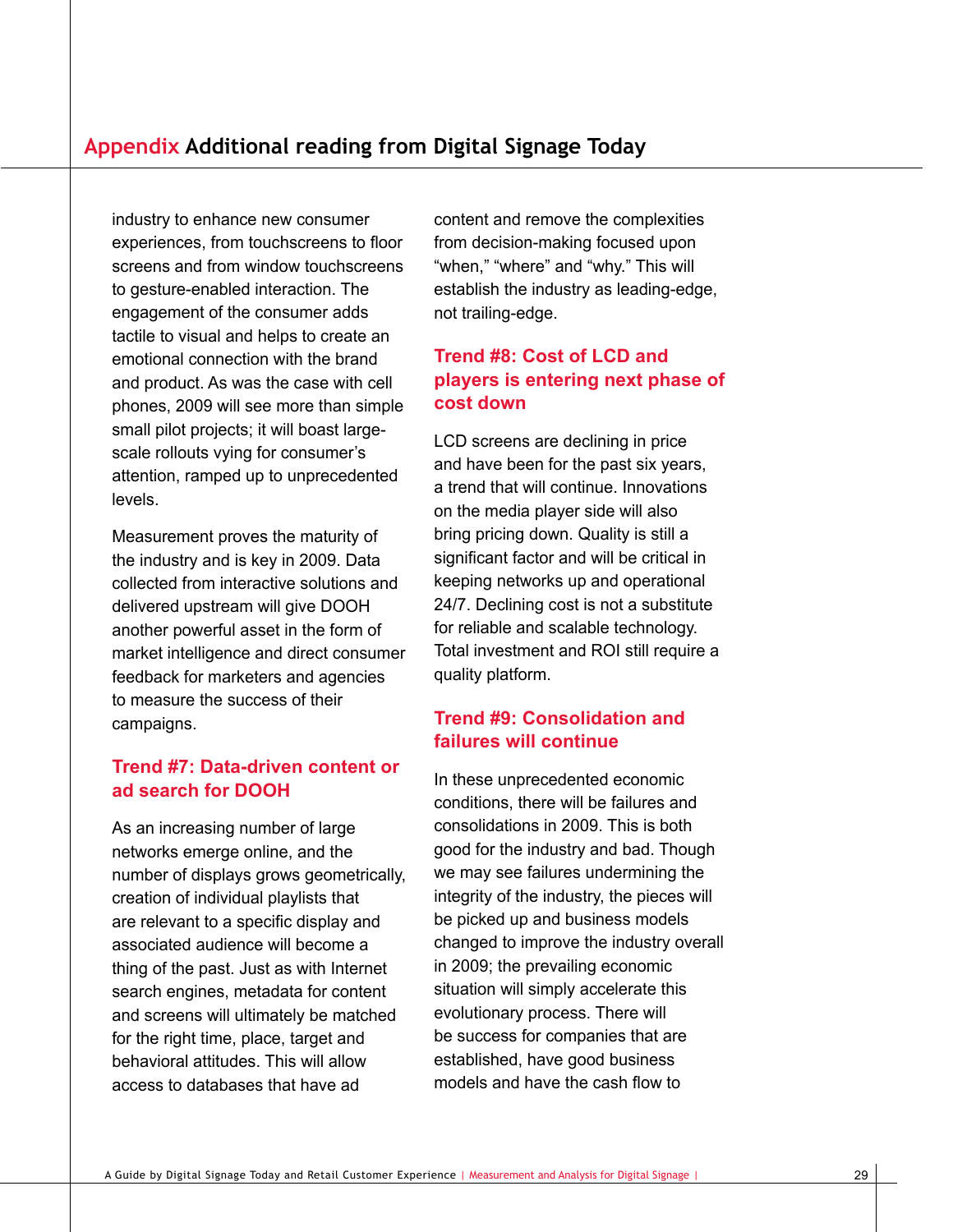industry to enhance new consumer experiences, from touchscreens to floor screens and from window touchscreens to gesture-enabled interaction. The engagement of the consumer adds tactile to visual and helps to create an emotional connection with the brand and product. As was the case with cell phones, 2009 will see more than simple small pilot projects; it will boast large-scale rollouts vying for consumer's attention, ramped up to unprecedented levels.

Measurement proves the maturity of the industry and is key in 2009. Data collected from interactive solutions and delivered upstream will give DOOH another powerful asset in the form of market intelligence and direct consumer feedback for marketers and agencies to measure the success of their campaigns.

### Trend #7: Data-driven content or ad search for DOOH

As an increasing number of large networks emerge online, and the number of displays grows geometrically, creation of individual playlists that are relevant to a specific display and associated audience will become a thing of the past. Just as with Internet search engines, metadata for content and screens will ultimately be matched for the right time, place, target and behavioral attitudes. This will allow access to databases that have ad content and remove the complexities from decision-making focused upon "when," "where" and "why." This will establish the industry as leading-edge, not trailing-edge.

### Trend #8: Cost of LCD and players is entering next phase of cost down

LCD screens are declining in price and have been for the past six years, a trend that will continue. Innovations on the media player side will also bring pricing down. Quality is still a significant factor and will be critical in keeping networks up and operational 24/7. Declining cost is not a substitute for reliable and scalable technology. Total investment and ROI still require a quality platform.

### Trend #9: Consolidation and failures will continue

In these unprecedented economic conditions, there will be failures and consolidations in 2009. This is both good for the industry and bad. Though we may see failures undermining the integrity of the industry, the pieces will be picked up and business models changed to improve the industry overall in 2009; the prevailing economic situation will simply accelerate this evolutionary process. There will be success for companies that are established, have good business models and have the cash flow to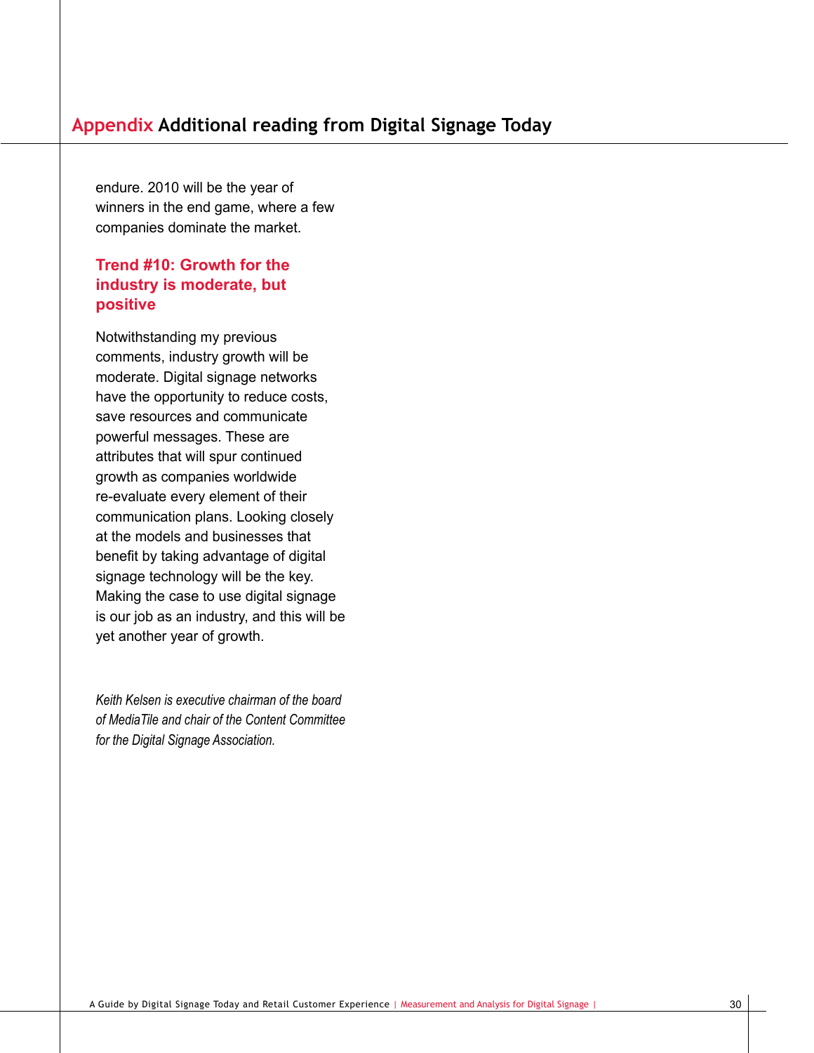endure. 2010 will be the year of winners in the end game, where a few companies dominate the market.

### Trend #10: Growth for the industry is moderate, but positive

Notwithstanding my previous comments, industry growth will be moderate. Digital signage networks have the opportunity to reduce costs, save resources and communicate powerful messages. These are attributes that will spur continued growth as companies worldwide re-evaluate every element of their communication plans. Looking closely at the models and businesses that benefit by taking advantage of digital signage technology will be the key. Making the case to use digital signage is our job as an industry, and this will be yet another year of growth.

*Keith Kelsen is executive chairman of the board of MediaTile and chair of the Content Committee for the Digital Signage Association.*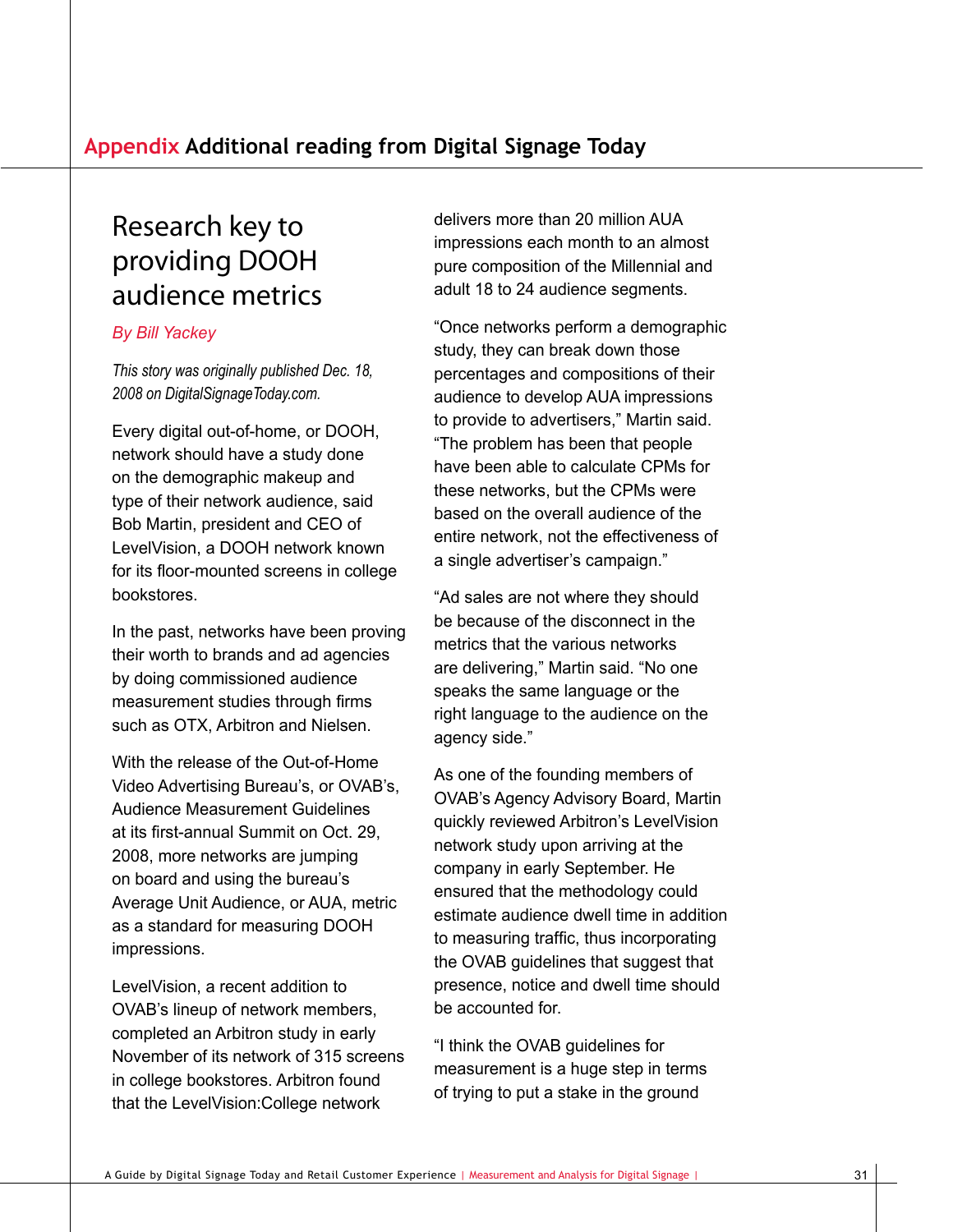## Appendix Additional reading from Digital Signage Today

# Research key to providing DOOH audience metrics

*By Bill Yackey*

*This story was originally published Dec. 18, 2008 on DigitalSignageToday.com.*

Every digital out-of-home, or DOOH, network should have a study done on the demographic makeup and type of their network audience, said Bob Martin, president and CEO of LevelVision, a DOOH network known for its floor-mounted screens in college bookstores.

In the past, networks have been proving their worth to brands and ad agencies by doing commissioned audience measurement studies through firms such as OTX, Arbitron and Nielsen.

With the release of the Out-of-Home Video Advertising Bureau's, or OVAB's, Audience Measurement Guidelines at its first-annual Summit on Oct. 29, 2008, more networks are jumping on board and using the bureau's Average Unit Audience, or AUA, metric as a standard for measuring DOOH impressions.

LevelVision, a recent addition to OVAB's lineup of network members, completed an Arbitron study in early November of its network of 315 screens in college bookstores. Arbitron found that the LevelVision:College network delivers more than 20 million AUA impressions each month to an almost pure composition of the Millennial and adult 18 to 24 audience segments.

"Once networks perform a demographic study, they can break down those percentages and compositions of their audience to develop AUA impressions to provide to advertisers," Martin said. "The problem has been that people have been able to calculate CPMs for these networks, but the CPMs were based on the overall audience of the entire network, not the effectiveness of a single advertiser's campaign."

"Ad sales are not where they should be because of the disconnect in the metrics that the various networks are delivering," Martin said. "No one speaks the same language or the right language to the audience on the agency side."

As one of the founding members of OVAB's Agency Advisory Board, Martin quickly reviewed Arbitron's LevelVision network study upon arriving at the company in early September. He ensured that the methodology could estimate audience dwell time in addition to measuring traffic, thus incorporating the OVAB guidelines that suggest that presence, notice and dwell time should be accounted for.

"I think the OVAB guidelines for measurement is a huge step in terms of trying to put a stake in the ground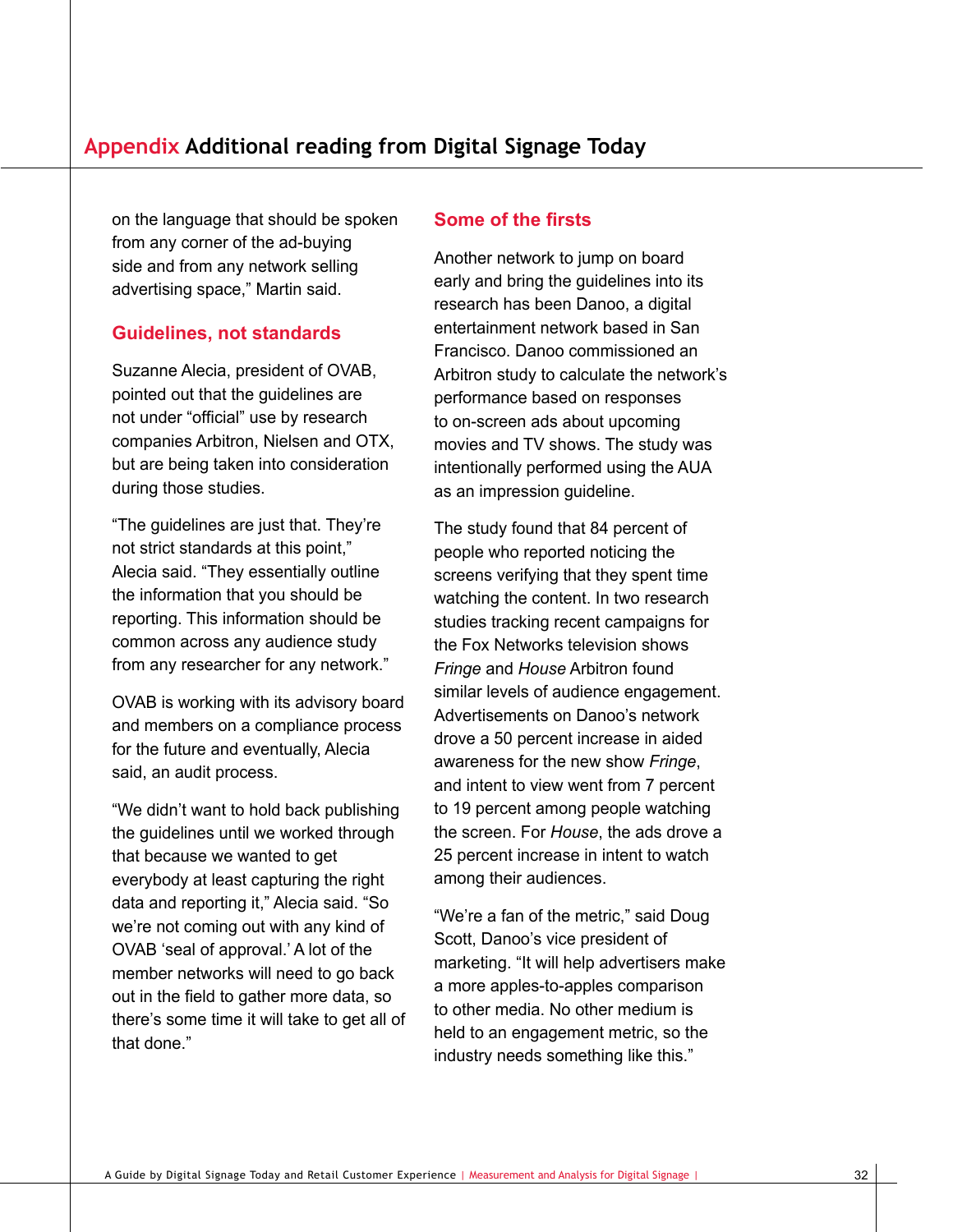on the language that should be spoken from any corner of the ad-buying side and from any network selling advertising space," Martin said.

## Guidelines, not standards

Suzanne Alecia, president of OVAB, pointed out that the guidelines are not under "official" use by research companies Arbitron, Nielsen and OTX, but are being taken into consideration during those studies.

"The guidelines are just that. They're not strict standards at this point," Alecia said. "They essentially outline the information that you should be reporting. This information should be common across any audience study from any researcher for any network."

OVAB is working with its advisory board and members on a compliance process for the future and eventually, Alecia said, an audit process.

"We didn't want to hold back publishing the guidelines until we worked through that because we wanted to get everybody at least capturing the right data and reporting it," Alecia said. "So we're not coming out with any kind of OVAB 'seal of approval.' A lot of the member networks will need to go back out in the field to gather more data, so there's some time it will take to get all of that done."

## Some of the firsts

Another network to jump on board early and bring the guidelines into its research has been Danoo, a digital entertainment network based in San Francisco. Danoo commissioned an Arbitron study to calculate the network's performance based on responses to on-screen ads about upcoming movies and TV shows. The study was intentionally performed using the AUA as an impression guideline.

The study found that 84 percent of people who reported noticing the screens verifying that they spent time watching the content. In two research studies tracking recent campaigns for the Fox Networks television shows *Fringe* and *House* Arbitron found similar levels of audience engagement. Advertisements on Danoo's network drove a 50 percent increase in aided awareness for the new show *Fringe*, and intent to view went from 7 percent to 19 percent among people watching the screen. For *House*, the ads drove a 25 percent increase in intent to watch among their audiences.

"We're a fan of the metric," said Doug Scott, Danoo's vice president of marketing. "It will help advertisers make a more apples-to-apples comparison to other media. No other medium is held to an engagement metric, so the industry needs something like this."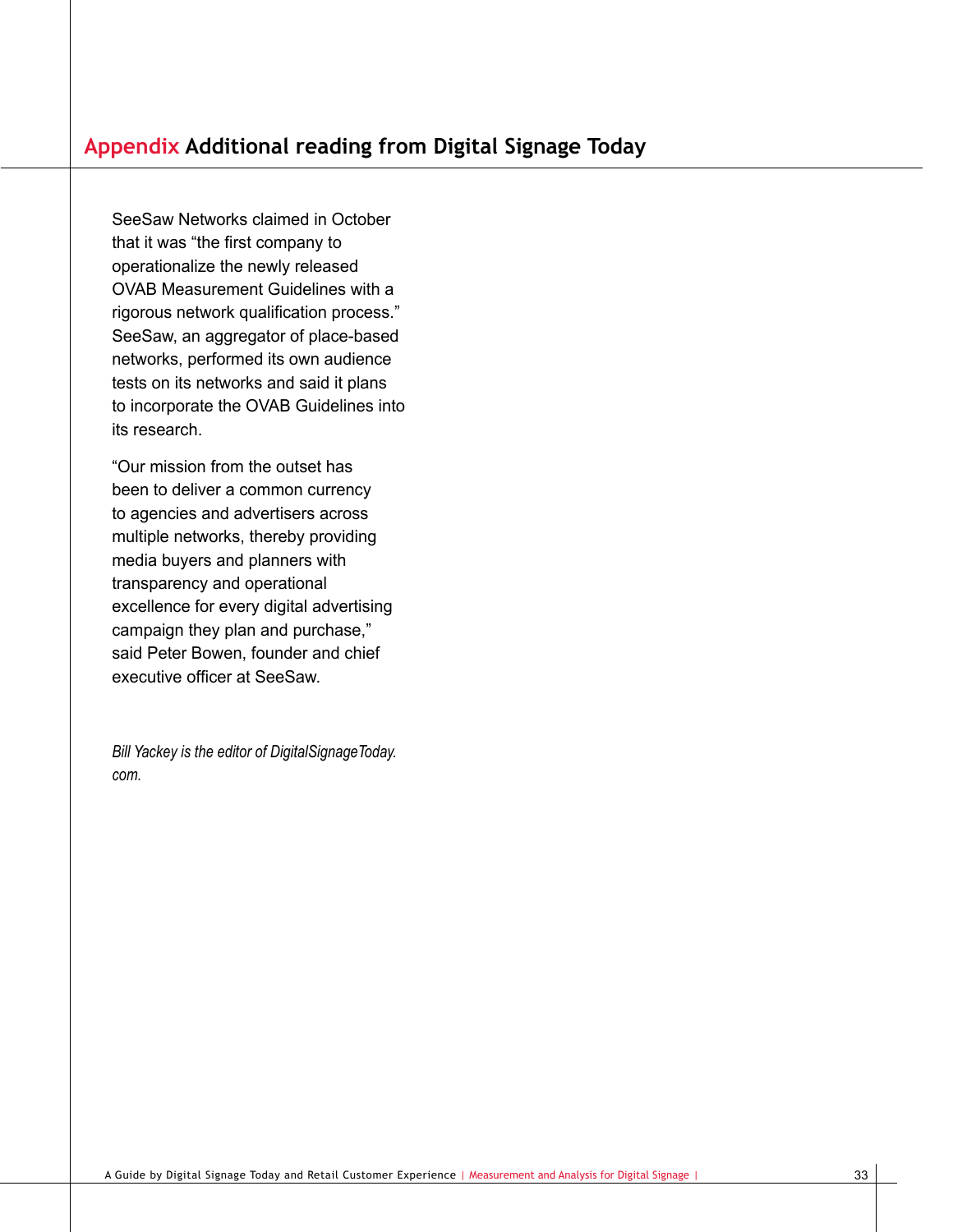## Appendix Additional reading from Digital Signage Today

SeeSaw Networks claimed in October that it was "the first company to operationalize the newly released OVAB Measurement Guidelines with a rigorous network qualification process." SeeSaw, an aggregator of place-based networks, performed its own audience tests on its networks and said it plans to incorporate the OVAB Guidelines into its research.

"Our mission from the outset has been to deliver a common currency to agencies and advertisers across multiple networks, thereby providing media buyers and planners with transparency and operational excellence for every digital advertising campaign they plan and purchase," said Peter Bowen, founder and chief executive officer at SeeSaw.

*Bill Yackey is the editor of DigitalSignageToday.com.*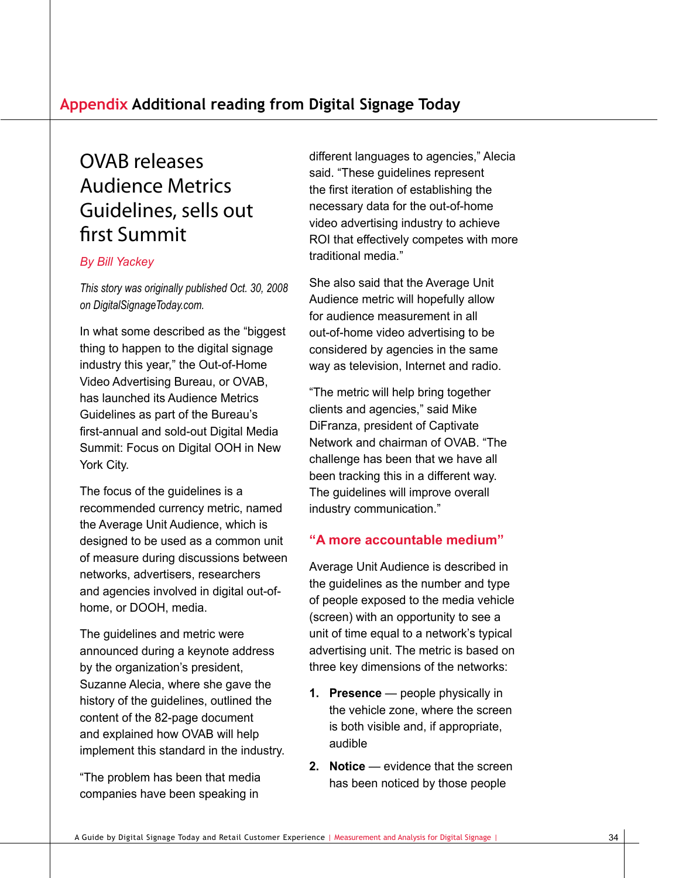# Appendix Additional reading from Digital Signage Today

## OVAB releases Audience Metrics Guidelines, sells out first Summit

*By Bill Yackey*

*This story was originally published Oct. 30, 2008 on DigitalSignageToday.com.*

In what some described as the "biggest thing to happen to the digital signage industry this year," the Out-of-Home Video Advertising Bureau, or OVAB, has launched its Audience Metrics Guidelines as part of the Bureau's first-annual and sold-out Digital Media Summit: Focus on Digital OOH in New York City.

The focus of the guidelines is a recommended currency metric, named the Average Unit Audience, which is designed to be used as a common unit of measure during discussions between networks, advertisers, researchers and agencies involved in digital out-of-home, or DOOH, media.

The guidelines and metric were announced during a keynote address by the organization's president, Suzanne Alecia, where she gave the history of the guidelines, outlined the content of the 82-page document and explained how OVAB will help implement this standard in the industry.

"The problem has been that media companies have been speaking in different languages to agencies," Alecia said. "These guidelines represent the first iteration of establishing the necessary data for the out-of-home video advertising industry to achieve ROI that effectively competes with more traditional media."

She also said that the Average Unit Audience metric will hopefully allow for audience measurement in all out-of-home video advertising to be considered by agencies in the same way as television, Internet and radio.

"The metric will help bring together clients and agencies," said Mike DiFranza, president of Captivate Network and chairman of OVAB. "The challenge has been that we have all been tracking this in a different way. The guidelines will improve overall industry communication."

### "A more accountable medium"

Average Unit Audience is described in the guidelines as the number and type of people exposed to the media vehicle (screen) with an opportunity to see a unit of time equal to a network's typical advertising unit. The metric is based on three key dimensions of the networks:

1. **Presence** — people physically in the vehicle zone, where the screen is both visible and, if appropriate, audible
2. **Notice** — evidence that the screen has been noticed by those people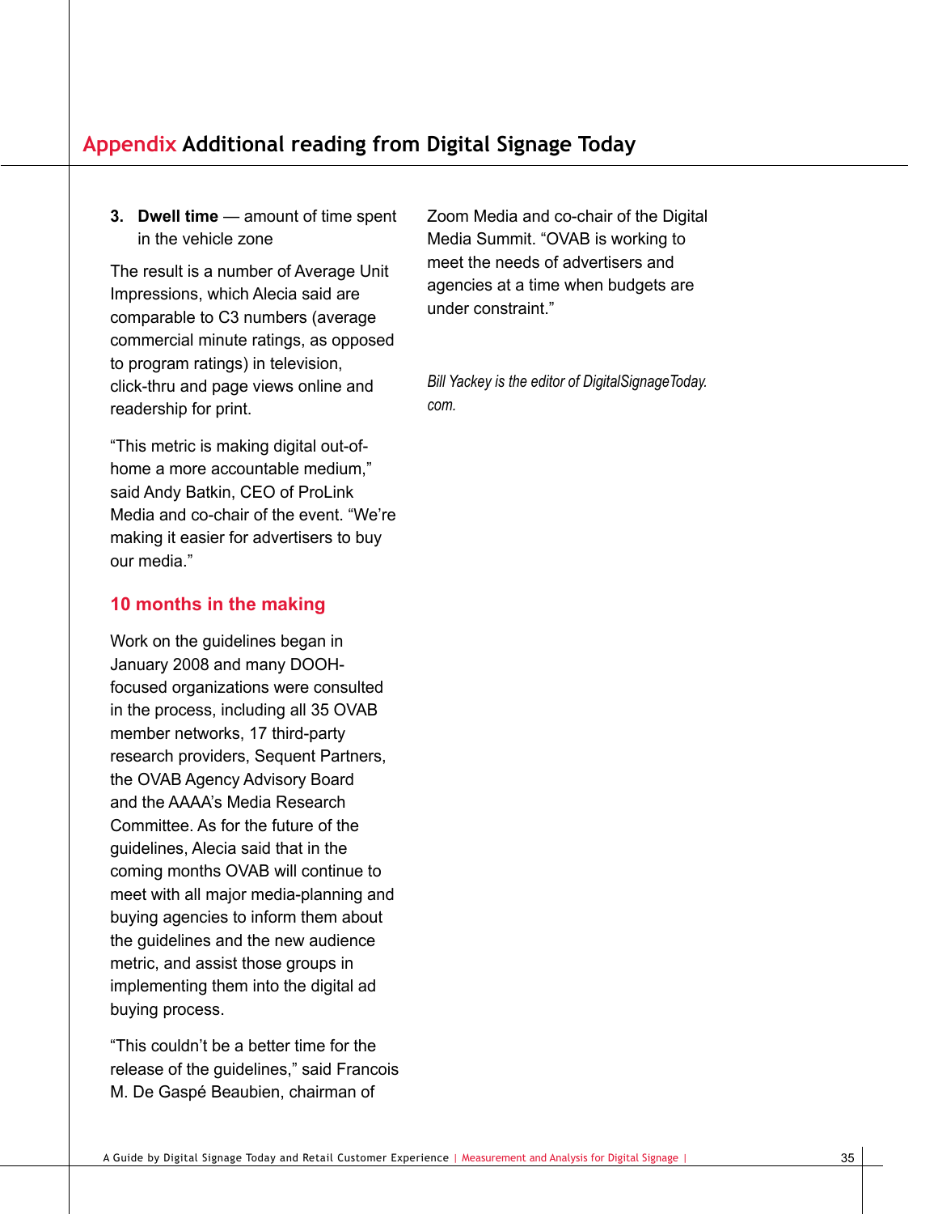## Appendix Additional reading from Digital Signage Today

3. **Dwell time** — amount of time spent in the vehicle zone

The result is a number of Average Unit Impressions, which Alecia said are comparable to C3 numbers (average commercial minute ratings, as opposed to program ratings) in television, click-thru and page views online and readership for print.

"This metric is making digital out-of-home a more accountable medium," said Andy Batkin, CEO of ProLink Media and co-chair of the event. "We're making it easier for advertisers to buy our media."

### 10 months in the making

Work on the guidelines began in January 2008 and many DOOH-focused organizations were consulted in the process, including all 35 OVAB member networks, 17 third-party research providers, Sequent Partners, the OVAB Agency Advisory Board and the AAAA's Media Research Committee. As for the future of the guidelines, Alecia said that in the coming months OVAB will continue to meet with all major media-planning and buying agencies to inform them about the guidelines and the new audience metric, and assist those groups in implementing them into the digital ad buying process.

"This couldn't be a better time for the release of the guidelines," said Francois M. De Gaspé Beaubien, chairman of Zoom Media and co-chair of the Digital Media Summit. "OVAB is working to meet the needs of advertisers and agencies at a time when budgets are under constraint."

*Bill Yackey is the editor of DigitalSignageToday.com.*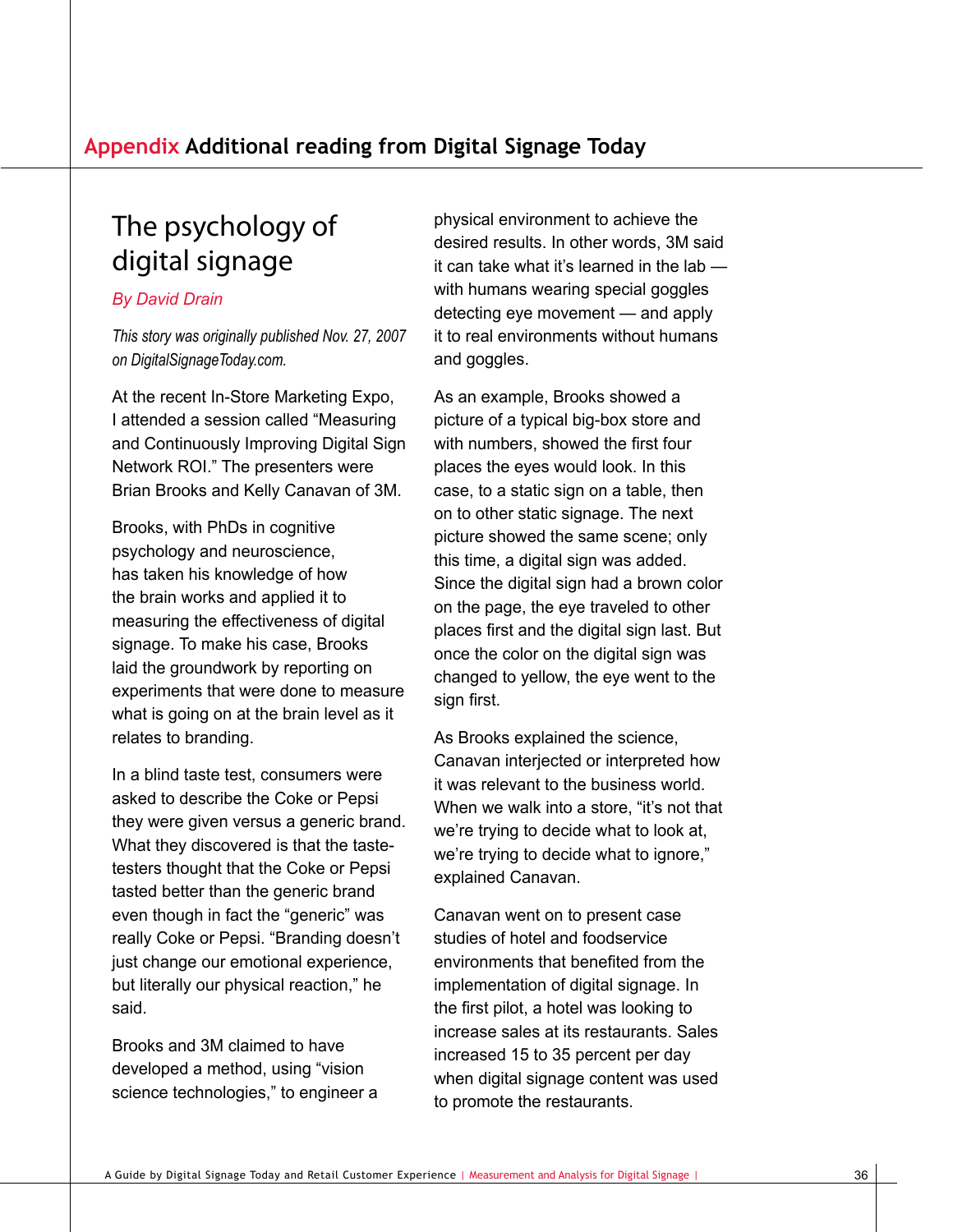## Appendix Additional reading from Digital Signage Today

# The psychology of digital signage

*By David Drain*

*This story was originally published Nov. 27, 2007 on DigitalSignageToday.com.*

At the recent In-Store Marketing Expo, I attended a session called "Measuring and Continuously Improving Digital Sign Network ROI." The presenters were Brian Brooks and Kelly Canavan of 3M.

Brooks, with PhDs in cognitive psychology and neuroscience, has taken his knowledge of how the brain works and applied it to measuring the effectiveness of digital signage. To make his case, Brooks laid the groundwork by reporting on experiments that were done to measure what is going on at the brain level as it relates to branding.

In a blind taste test, consumers were asked to describe the Coke or Pepsi they were given versus a generic brand. What they discovered is that the taste-testers thought that the Coke or Pepsi tasted better than the generic brand even though in fact the "generic" was really Coke or Pepsi. "Branding doesn't just change our emotional experience, but literally our physical reaction," he said.

Brooks and 3M claimed to have developed a method, using "vision science technologies," to engineer a physical environment to achieve the desired results. In other words, 3M said it can take what it's learned in the lab — with humans wearing special goggles detecting eye movement — and apply it to real environments without humans and goggles.

As an example, Brooks showed a picture of a typical big-box store and with numbers, showed the first four places the eyes would look. In this case, to a static sign on a table, then on to other static signage. The next picture showed the same scene; only this time, a digital sign was added. Since the digital sign had a brown color on the page, the eye traveled to other places first and the digital sign last. But once the color on the digital sign was changed to yellow, the eye went to the sign first.

As Brooks explained the science, Canavan interjected or interpreted how it was relevant to the business world. When we walk into a store, "it's not that we're trying to decide what to look at, we're trying to decide what to ignore," explained Canavan.

Canavan went on to present case studies of hotel and foodservice environments that benefited from the implementation of digital signage. In the first pilot, a hotel was looking to increase sales at its restaurants. Sales increased 15 to 35 percent per day when digital signage content was used to promote the restaurants.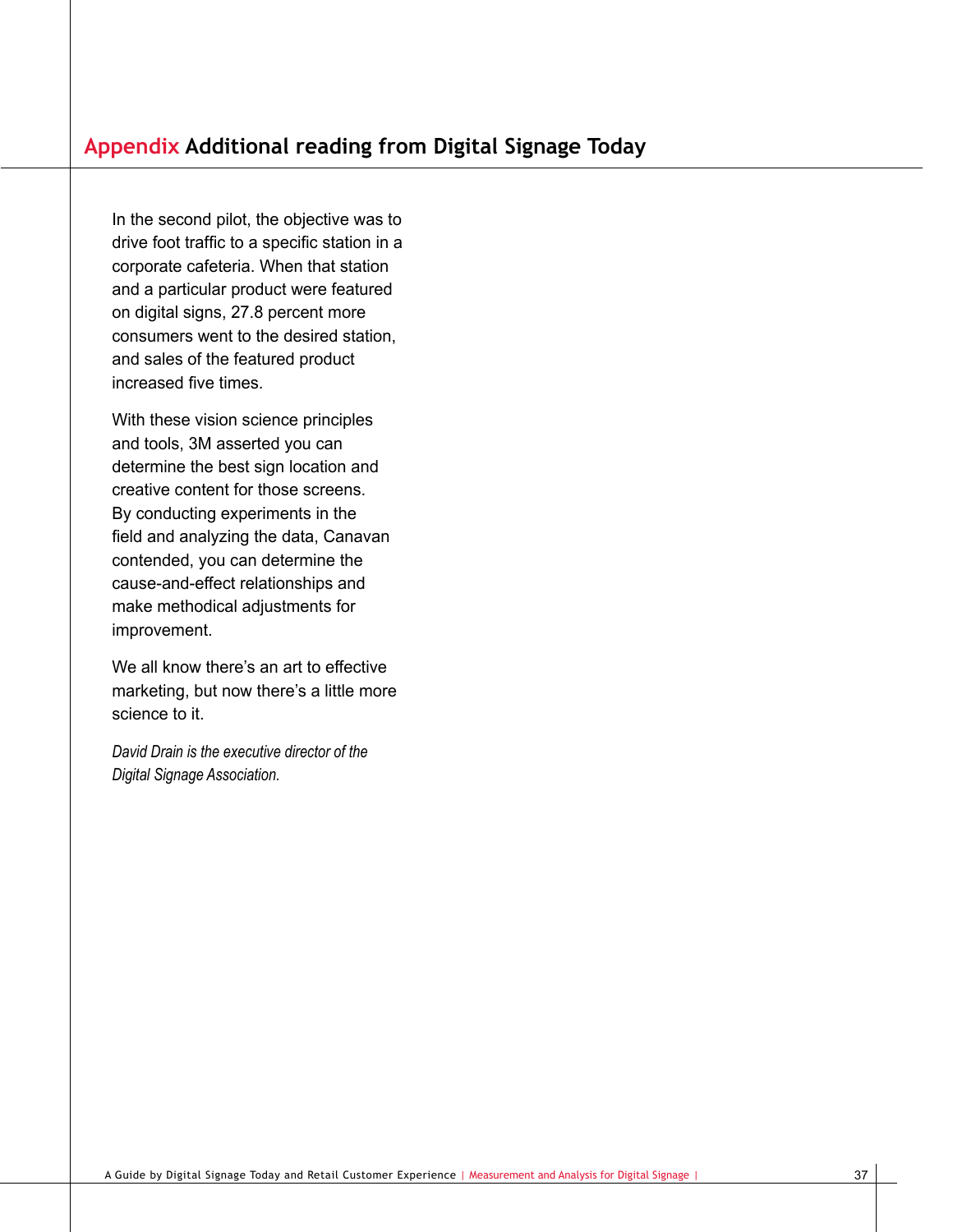## Appendix Additional reading from Digital Signage Today

In the second pilot, the objective was to drive foot traffic to a specific station in a corporate cafeteria. When that station and a particular product were featured on digital signs, 27.8 percent more consumers went to the desired station, and sales of the featured product increased five times.

With these vision science principles and tools, 3M asserted you can determine the best sign location and creative content for those screens. By conducting experiments in the field and analyzing the data, Canavan contended, you can determine the cause-and-effect relationships and make methodical adjustments for improvement.

We all know there's an art to effective marketing, but now there's a little more science to it.

*David Drain is the executive director of the Digital Signage Association.*